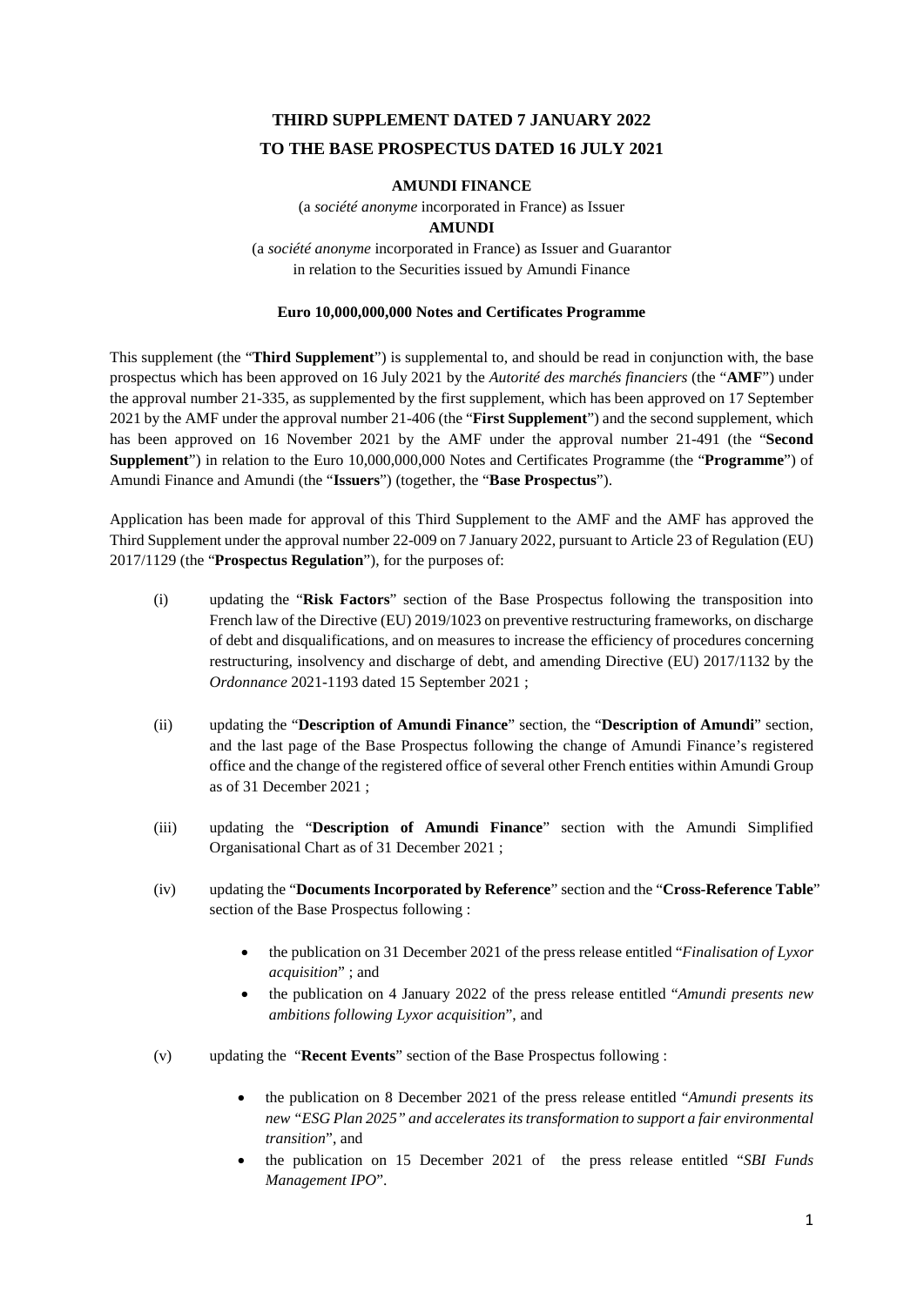# THIRD SUPPLEMENT DATED 7 JANUARY 2022
# TO THE BASE PROSPECTUS DATED 16 JULY 2021

**AMUNDI FINANCE**

(a *société anonyme* incorporated in France) as Issuer

**AMUNDI**

(a *société anonyme* incorporated in France) as Issuer and Guarantor
in relation to the Securities issued by Amundi Finance

**Euro 10,000,000,000 Notes and Certificates Programme**

This supplement (the "**Third Supplement**") is supplemental to, and should be read in conjunction with, the base prospectus which has been approved on 16 July 2021 by the *Autorité des marchés financiers* (the "**AMF**") under the approval number 21-335, as supplemented by the first supplement, which has been approved on 17 September 2021 by the AMF under the approval number 21-406 (the "**First Supplement**") and the second supplement, which has been approved on 16 November 2021 by the AMF under the approval number 21-491 (the "**Second Supplement**") in relation to the Euro 10,000,000,000 Notes and Certificates Programme (the "**Programme**") of Amundi Finance and Amundi (the "**Issuers**") (together, the "**Base Prospectus**").

Application has been made for approval of this Third Supplement to the AMF and the AMF has approved the Third Supplement under the approval number 22-009 on 7 January 2022, pursuant to Article 23 of Regulation (EU) 2017/1129 (the "**Prospectus Regulation**"), for the purposes of:

(i) updating the "**Risk Factors**" section of the Base Prospectus following the transposition into French law of the Directive (EU) 2019/1023 on preventive restructuring frameworks, on discharge of debt and disqualifications, and on measures to increase the efficiency of procedures concerning restructuring, insolvency and discharge of debt, and amending Directive (EU) 2017/1132 by the *Ordonnance* 2021-1193 dated 15 September 2021 ;

(ii) updating the "**Description of Amundi Finance**" section, the "**Description of Amundi**" section, and the last page of the Base Prospectus following the change of Amundi Finance's registered office and the change of the registered office of several other French entities within Amundi Group as of 31 December 2021 ;

(iii) updating the "**Description of Amundi Finance**" section with the Amundi Simplified Organisational Chart as of 31 December 2021 ;

(iv) updating the "**Documents Incorporated by Reference**" section and the "**Cross-Reference Table**" section of the Base Prospectus following :

- the publication on 31 December 2021 of the press release entitled "*Finalisation of Lyxor acquisition*" ; and
- the publication on 4 January 2022 of the press release entitled "*Amundi presents new ambitions following Lyxor acquisition*", and

(v) updating the "**Recent Events**" section of the Base Prospectus following :

- the publication on 8 December 2021 of the press release entitled "*Amundi presents its new "ESG Plan 2025" and accelerates its transformation to support a fair environmental transition*", and
- the publication on 15 December 2021 of the press release entitled "*SBI Funds Management IPO*".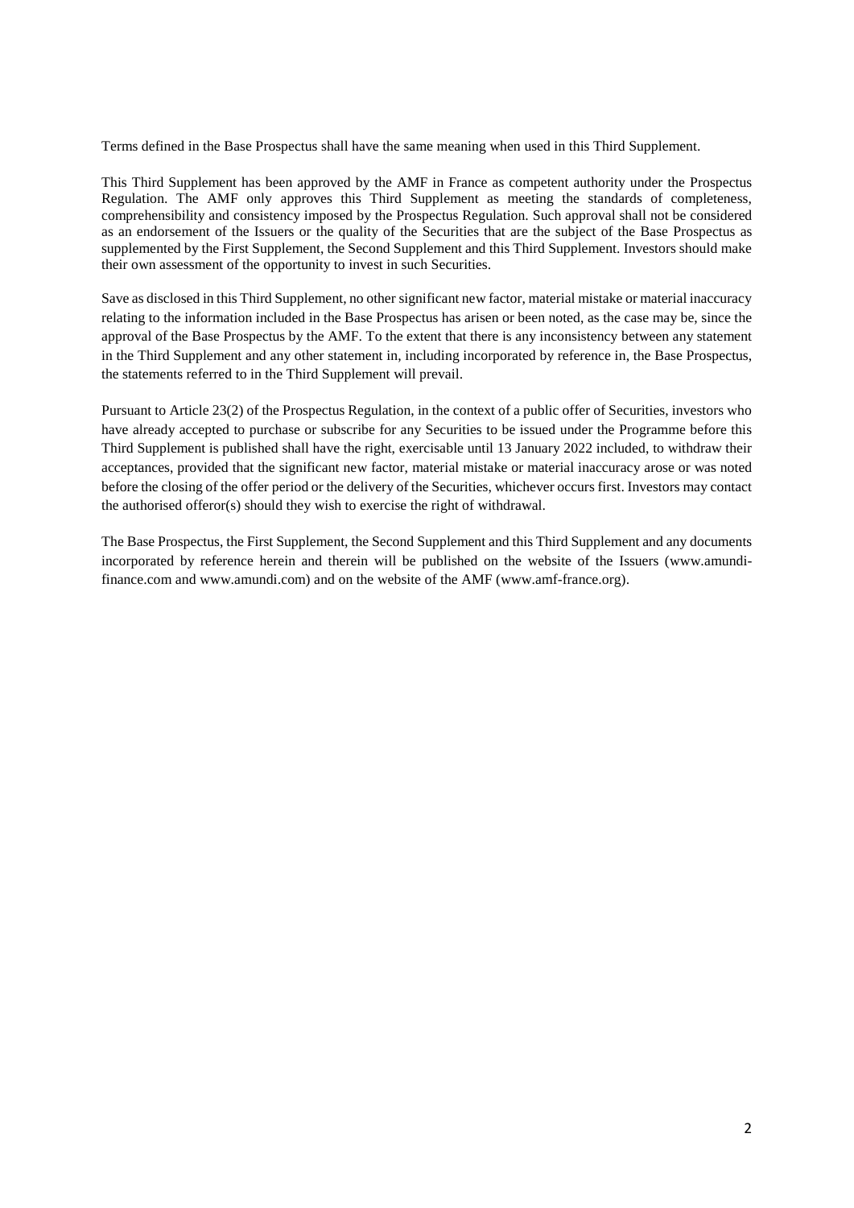Terms defined in the Base Prospectus shall have the same meaning when used in this Third Supplement.

This Third Supplement has been approved by the AMF in France as competent authority under the Prospectus Regulation. The AMF only approves this Third Supplement as meeting the standards of completeness, comprehensibility and consistency imposed by the Prospectus Regulation. Such approval shall not be considered as an endorsement of the Issuers or the quality of the Securities that are the subject of the Base Prospectus as supplemented by the First Supplement, the Second Supplement and this Third Supplement. Investors should make their own assessment of the opportunity to invest in such Securities.

Save as disclosed in this Third Supplement, no other significant new factor, material mistake or material inaccuracy relating to the information included in the Base Prospectus has arisen or been noted, as the case may be, since the approval of the Base Prospectus by the AMF. To the extent that there is any inconsistency between any statement in the Third Supplement and any other statement in, including incorporated by reference in, the Base Prospectus, the statements referred to in the Third Supplement will prevail.

Pursuant to Article 23(2) of the Prospectus Regulation, in the context of a public offer of Securities, investors who have already accepted to purchase or subscribe for any Securities to be issued under the Programme before this Third Supplement is published shall have the right, exercisable until 13 January 2022 included, to withdraw their acceptances, provided that the significant new factor, material mistake or material inaccuracy arose or was noted before the closing of the offer period or the delivery of the Securities, whichever occurs first. Investors may contact the authorised offeror(s) should they wish to exercise the right of withdrawal.

The Base Prospectus, the First Supplement, the Second Supplement and this Third Supplement and any documents incorporated by reference herein and therein will be published on the website of the Issuers (www.amundi-finance.com and www.amundi.com) and on the website of the AMF (www.amf-france.org).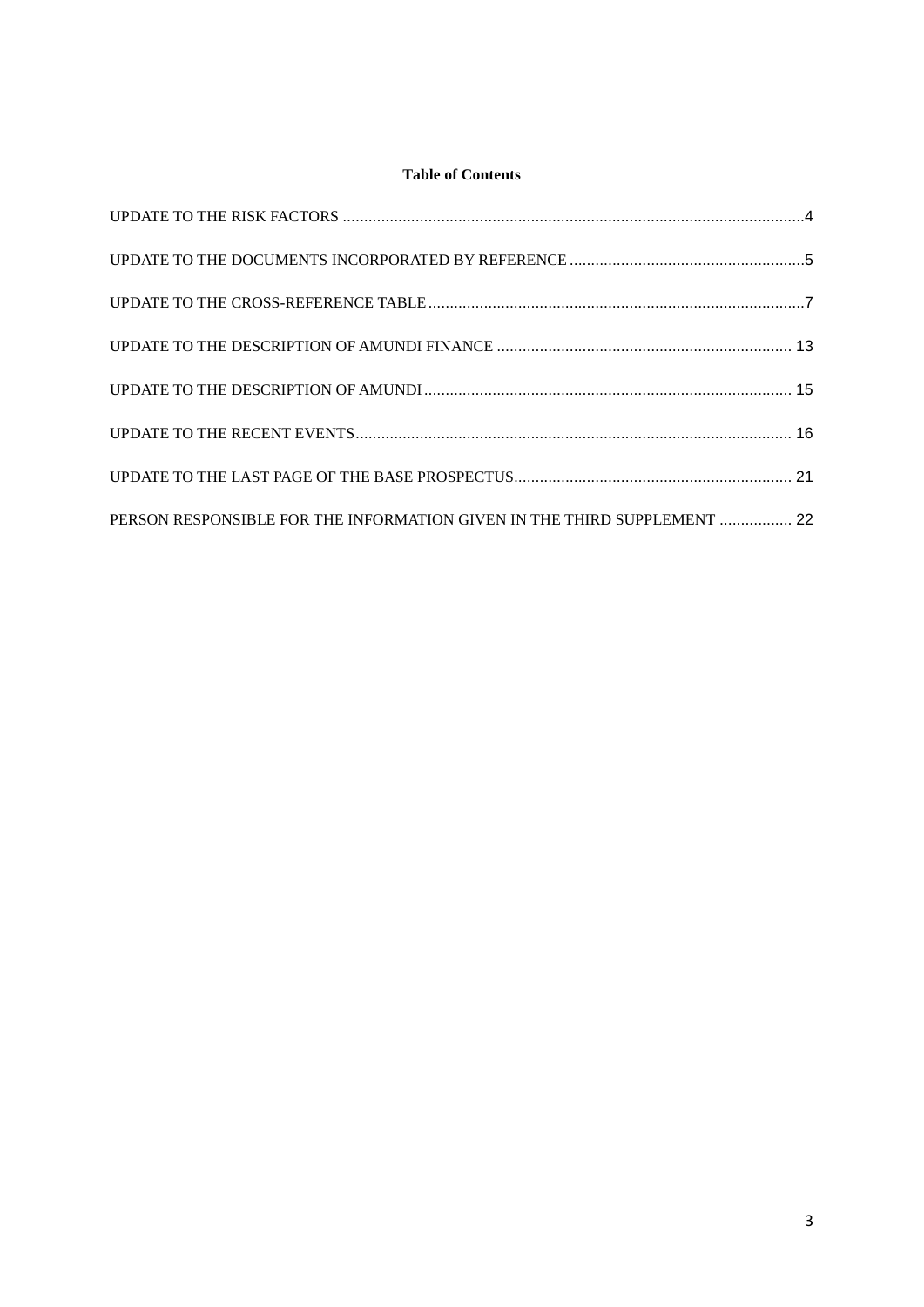**Table of Contents**

UPDATE TO THE RISK FACTORS ....................................................................................................................4

UPDATE TO THE DOCUMENTS INCORPORATED BY REFERENCE ......................................................5

UPDATE TO THE CROSS-REFERENCE TABLE .......................................................................................7

UPDATE TO THE DESCRIPTION OF AMUNDI FINANCE .................................................................... 13

UPDATE TO THE DESCRIPTION OF AMUNDI .................................................................................... 15

UPDATE TO THE RECENT EVENTS ....................................................................................................... 16

UPDATE TO THE LAST PAGE OF THE BASE PROSPECTUS................................................................ 21

PERSON RESPONSIBLE FOR THE INFORMATION GIVEN IN THE THIRD SUPPLEMENT ................ 22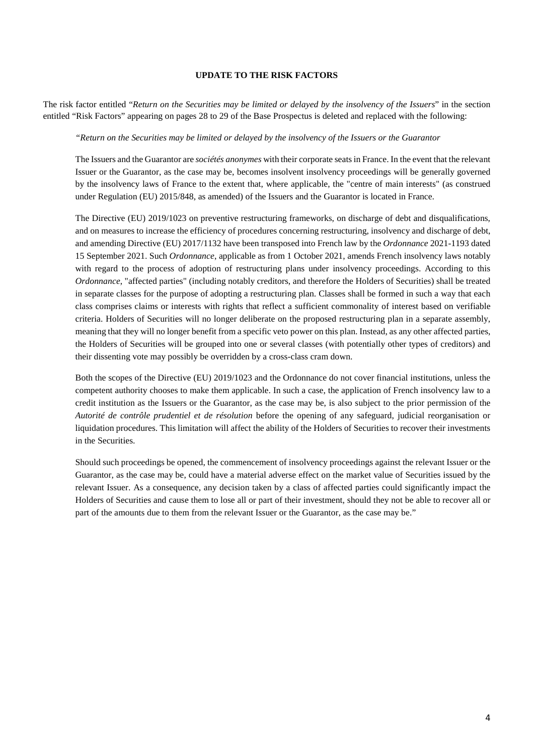**UPDATE TO THE RISK FACTORS**

The risk factor entitled "*Return on the Securities may be limited or delayed by the insolvency of the Issuers*" in the section entitled "Risk Factors" appearing on pages 28 to 29 of the Base Prospectus is deleted and replaced with the following:

> *"Return on the Securities may be limited or delayed by the insolvency of the Issuers or the Guarantor*
>
> The Issuers and the Guarantor are *sociétés anonymes* with their corporate seats in France. In the event that the relevant Issuer or the Guarantor, as the case may be, becomes insolvent insolvency proceedings will be generally governed by the insolvency laws of France to the extent that, where applicable, the "centre of main interests" (as construed under Regulation (EU) 2015/848, as amended) of the Issuers and the Guarantor is located in France.
>
> The Directive (EU) 2019/1023 on preventive restructuring frameworks, on discharge of debt and disqualifications, and on measures to increase the efficiency of procedures concerning restructuring, insolvency and discharge of debt, and amending Directive (EU) 2017/1132 have been transposed into French law by the *Ordonnance* 2021-1193 dated 15 September 2021. Such *Ordonnance*, applicable as from 1 October 2021, amends French insolvency laws notably with regard to the process of adoption of restructuring plans under insolvency proceedings. According to this *Ordonnance*, "affected parties" (including notably creditors, and therefore the Holders of Securities) shall be treated in separate classes for the purpose of adopting a restructuring plan. Classes shall be formed in such a way that each class comprises claims or interests with rights that reflect a sufficient commonality of interest based on verifiable criteria. Holders of Securities will no longer deliberate on the proposed restructuring plan in a separate assembly, meaning that they will no longer benefit from a specific veto power on this plan. Instead, as any other affected parties, the Holders of Securities will be grouped into one or several classes (with potentially other types of creditors) and their dissenting vote may possibly be overridden by a cross-class cram down.
>
> Both the scopes of the Directive (EU) 2019/1023 and the Ordonnance do not cover financial institutions, unless the competent authority chooses to make them applicable. In such a case, the application of French insolvency law to a credit institution as the Issuers or the Guarantor, as the case may be, is also subject to the prior permission of the *Autorité de contrôle prudentiel et de résolution* before the opening of any safeguard, judicial reorganisation or liquidation procedures. This limitation will affect the ability of the Holders of Securities to recover their investments in the Securities.
>
> Should such proceedings be opened, the commencement of insolvency proceedings against the relevant Issuer or the Guarantor, as the case may be, could have a material adverse effect on the market value of Securities issued by the relevant Issuer. As a consequence, any decision taken by a class of affected parties could significantly impact the Holders of Securities and cause them to lose all or part of their investment, should they not be able to recover all or part of the amounts due to them from the relevant Issuer or the Guarantor, as the case may be."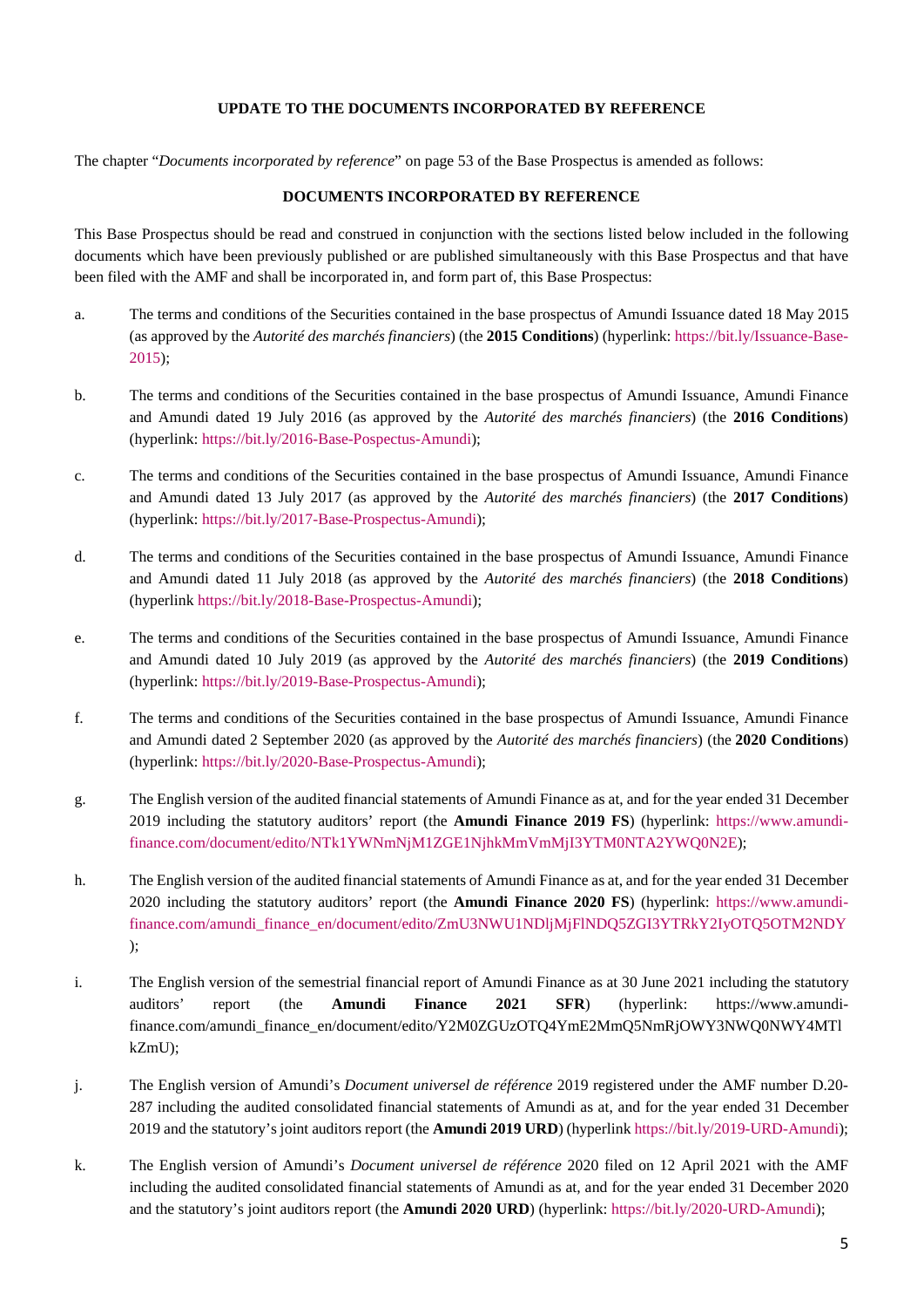**UPDATE TO THE DOCUMENTS INCORPORATED BY REFERENCE**

The chapter "*Documents incorporated by reference*" on page 53 of the Base Prospectus is amended as follows:

**DOCUMENTS INCORPORATED BY REFERENCE**

This Base Prospectus should be read and construed in conjunction with the sections listed below included in the following documents which have been previously published or are published simultaneously with this Base Prospectus and that have been filed with the AMF and shall be incorporated in, and form part of, this Base Prospectus:

a. The terms and conditions of the Securities contained in the base prospectus of Amundi Issuance dated 18 May 2015 (as approved by the *Autorité des marchés financiers*) (the **2015 Conditions**) (hyperlink: https://bit.ly/Issuance-Base-2015);

b. The terms and conditions of the Securities contained in the base prospectus of Amundi Issuance, Amundi Finance and Amundi dated 19 July 2016 (as approved by the *Autorité des marchés financiers*) (the **2016 Conditions**) (hyperlink: https://bit.ly/2016-Base-Pospectus-Amundi);

c. The terms and conditions of the Securities contained in the base prospectus of Amundi Issuance, Amundi Finance and Amundi dated 13 July 2017 (as approved by the *Autorité des marchés financiers*) (the **2017 Conditions**) (hyperlink: https://bit.ly/2017-Base-Prospectus-Amundi);

d. The terms and conditions of the Securities contained in the base prospectus of Amundi Issuance, Amundi Finance and Amundi dated 11 July 2018 (as approved by the *Autorité des marchés financiers*) (the **2018 Conditions**) (hyperlink https://bit.ly/2018-Base-Prospectus-Amundi);

e. The terms and conditions of the Securities contained in the base prospectus of Amundi Issuance, Amundi Finance and Amundi dated 10 July 2019 (as approved by the *Autorité des marchés financiers*) (the **2019 Conditions**) (hyperlink: https://bit.ly/2019-Base-Prospectus-Amundi);

f. The terms and conditions of the Securities contained in the base prospectus of Amundi Issuance, Amundi Finance and Amundi dated 2 September 2020 (as approved by the *Autorité des marchés financiers*) (the **2020 Conditions**) (hyperlink: https://bit.ly/2020-Base-Prospectus-Amundi);

g. The English version of the audited financial statements of Amundi Finance as at, and for the year ended 31 December 2019 including the statutory auditors' report (the **Amundi Finance 2019 FS**) (hyperlink: https://www.amundi-finance.com/document/edito/NTk1YWNmNjM1ZGE1NjhkMmVmMjI3YTM0NTA2YWQ0N2E);

h. The English version of the audited financial statements of Amundi Finance as at, and for the year ended 31 December 2020 including the statutory auditors' report (the **Amundi Finance 2020 FS**) (hyperlink: https://www.amundi-finance.com/amundi_finance_en/document/edito/ZmU3NWU1NDljMjFlNDQ5ZGI3YTRkY2IyOTQ5OTM2NDY);

i. The English version of the semestrial financial report of Amundi Finance as at 30 June 2021 including the statutory auditors' report (the **Amundi Finance 2021 SFR**) (hyperlink: https://www.amundi-finance.com/amundi_finance_en/document/edito/Y2M0ZGUzOTQ4YmE2MmQ5NmRjOWY3NWQ0NWY4MTlkZmU);

j. The English version of Amundi's *Document universel de référence* 2019 registered under the AMF number D.20-287 including the audited consolidated financial statements of Amundi as at, and for the year ended 31 December 2019 and the statutory's joint auditors report (the **Amundi 2019 URD**) (hyperlink https://bit.ly/2019-URD-Amundi);

k. The English version of Amundi's *Document universel de référence* 2020 filed on 12 April 2021 with the AMF including the audited consolidated financial statements of Amundi as at, and for the year ended 31 December 2020 and the statutory's joint auditors report (the **Amundi 2020 URD**) (hyperlink: https://bit.ly/2020-URD-Amundi);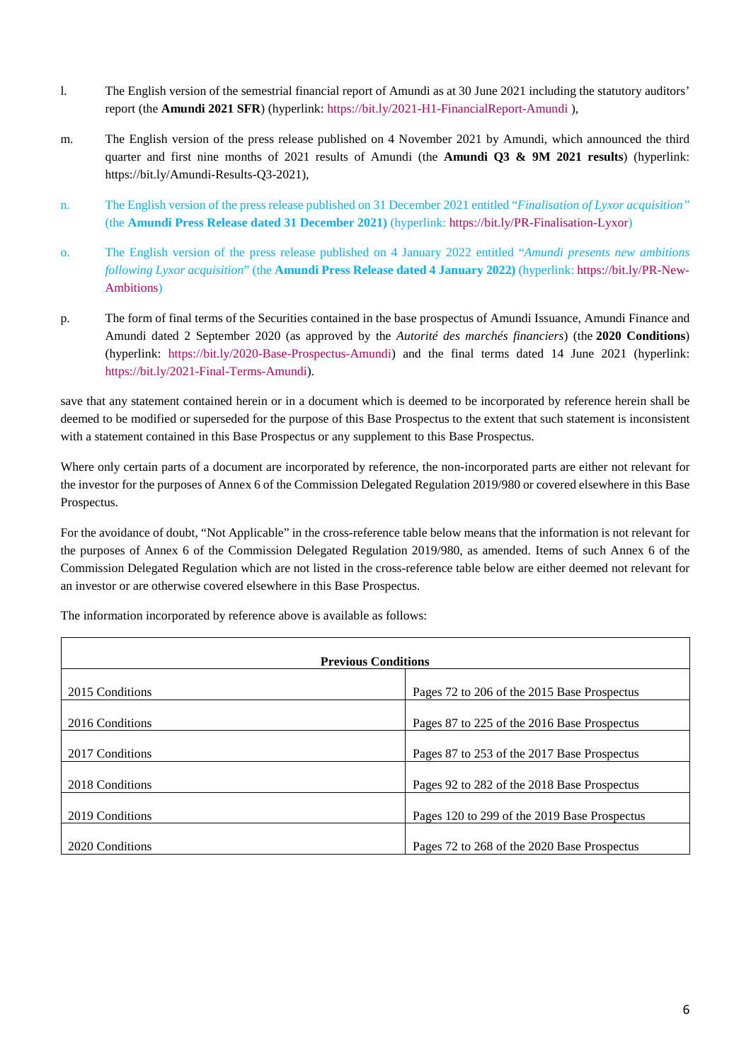l. The English version of the semestrial financial report of Amundi as at 30 June 2021 including the statutory auditors' report (the **Amundi 2021 SFR**) (hyperlink: https://bit.ly/2021-H1-FinancialReport-Amundi ),

m. The English version of the press release published on 4 November 2021 by Amundi, which announced the third quarter and first nine months of 2021 results of Amundi (the **Amundi Q3 & 9M 2021 results**) (hyperlink: https://bit.ly/Amundi-Results-Q3-2021),

n. The English version of the press release published on 31 December 2021 entitled "*Finalisation of Lyxor acquisition*" (the **Amundi Press Release dated 31 December 2021)** (hyperlink: https://bit.ly/PR-Finalisation-Lyxor)

o. The English version of the press release published on 4 January 2022 entitled "*Amundi presents new ambitions following Lyxor acquisition*" (the **Amundi Press Release dated 4 January 2022)** (hyperlink: https://bit.ly/PR-New-Ambitions)

p. The form of final terms of the Securities contained in the base prospectus of Amundi Issuance, Amundi Finance and Amundi dated 2 September 2020 (as approved by the *Autorité des marchés financiers*) (the **2020 Conditions**) (hyperlink: https://bit.ly/2020-Base-Prospectus-Amundi) and the final terms dated 14 June 2021 (hyperlink: https://bit.ly/2021-Final-Terms-Amundi).

save that any statement contained herein or in a document which is deemed to be incorporated by reference herein shall be deemed to be modified or superseded for the purpose of this Base Prospectus to the extent that such statement is inconsistent with a statement contained in this Base Prospectus or any supplement to this Base Prospectus.

Where only certain parts of a document are incorporated by reference, the non-incorporated parts are either not relevant for the investor for the purposes of Annex 6 of the Commission Delegated Regulation 2019/980 or covered elsewhere in this Base Prospectus.

For the avoidance of doubt, "Not Applicable" in the cross-reference table below means that the information is not relevant for the purposes of Annex 6 of the Commission Delegated Regulation 2019/980, as amended. Items of such Annex 6 of the Commission Delegated Regulation which are not listed in the cross-reference table below are either deemed not relevant for an investor or are otherwise covered elsewhere in this Base Prospectus.

The information incorporated by reference above is available as follows:

| **Previous Conditions** | |
|---|---|
| 2015 Conditions | Pages 72 to 206 of the 2015 Base Prospectus |
| 2016 Conditions | Pages 87 to 225 of the 2016 Base Prospectus |
| 2017 Conditions | Pages 87 to 253 of the 2017 Base Prospectus |
| 2018 Conditions | Pages 92 to 282 of the 2018 Base Prospectus |
| 2019 Conditions | Pages 120 to 299 of the 2019 Base Prospectus |
| 2020 Conditions | Pages 72 to 268 of the 2020 Base Prospectus |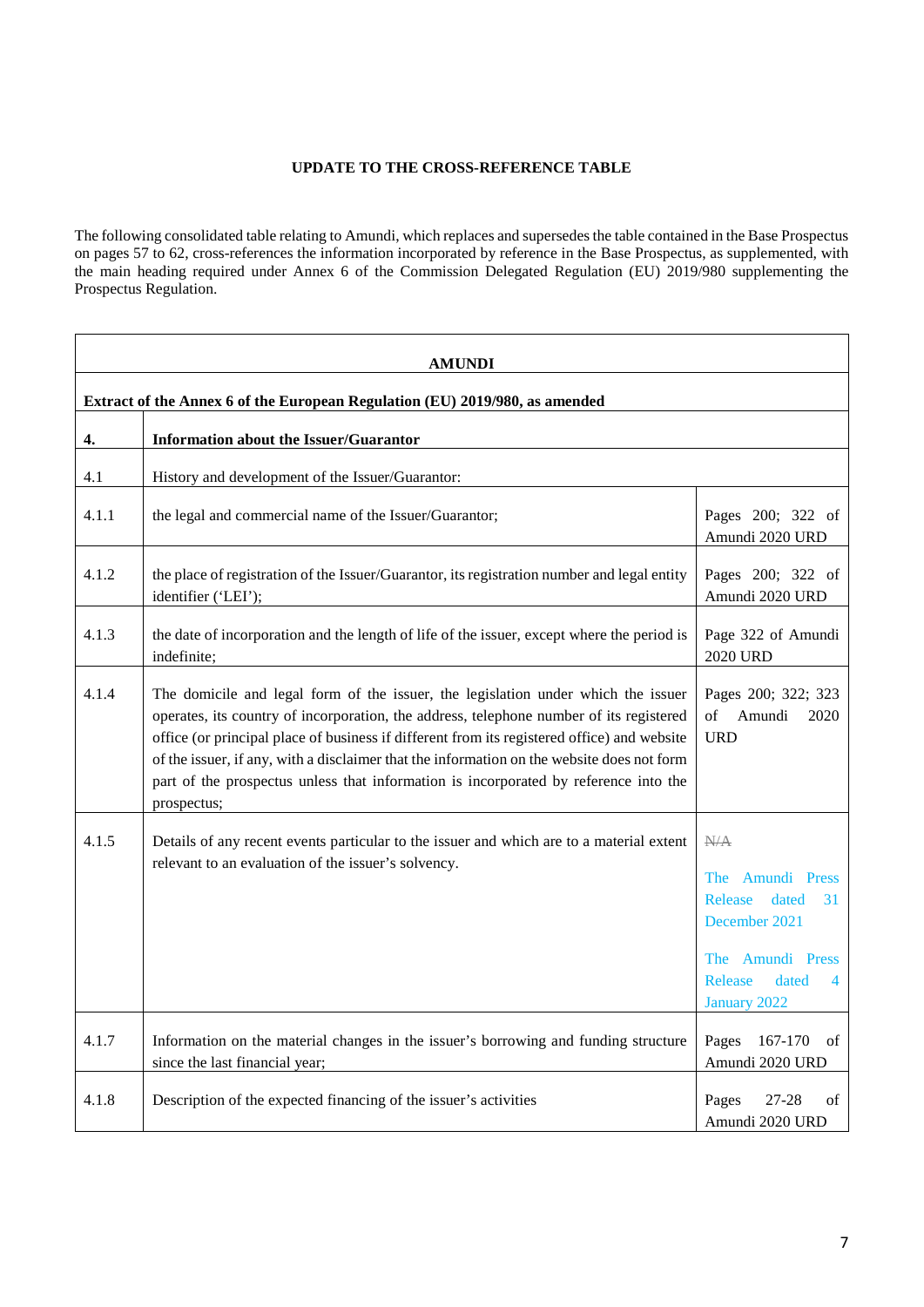**UPDATE TO THE CROSS-REFERENCE TABLE**

The following consolidated table relating to Amundi, which replaces and supersedes the table contained in the Base Prospectus on pages 57 to 62, cross-references the information incorporated by reference in the Base Prospectus, as supplemented, with the main heading required under Annex 6 of the Commission Delegated Regulation (EU) 2019/980 supplementing the Prospectus Regulation.

| **AMUNDI** | | |
|---|---|---|
| **Extract of the Annex 6 of the European Regulation (EU) 2019/980, as amended** | | |
| **4.** | **Information about the Issuer/Guarantor** | |
| 4.1 | History and development of the Issuer/Guarantor: | |
| 4.1.1 | the legal and commercial name of the Issuer/Guarantor; | Pages 200; 322 of Amundi 2020 URD |
| 4.1.2 | the place of registration of the Issuer/Guarantor, its registration number and legal entity identifier ('LEI'); | Pages 200; 322 of Amundi 2020 URD |
| 4.1.3 | the date of incorporation and the length of life of the issuer, except where the period is indefinite; | Page 322 of Amundi 2020 URD |
| 4.1.4 | The domicile and legal form of the issuer, the legislation under which the issuer operates, its country of incorporation, the address, telephone number of its registered office (or principal place of business if different from its registered office) and website of the issuer, if any, with a disclaimer that the information on the website does not form part of the prospectus unless that information is incorporated by reference into the prospectus; | Pages 200; 322; 323 of Amundi 2020 URD |
| 4.1.5 | Details of any recent events particular to the issuer and which are to a material extent relevant to an evaluation of the issuer's solvency. | ~~N/A~~<br><br>The Amundi Press Release dated 31 December 2021<br><br>The Amundi Press Release dated 4 January 2022 |
| 4.1.7 | Information on the material changes in the issuer's borrowing and funding structure since the last financial year; | Pages 167-170 of Amundi 2020 URD |
| 4.1.8 | Description of the expected financing of the issuer's activities | Pages 27-28 of Amundi 2020 URD |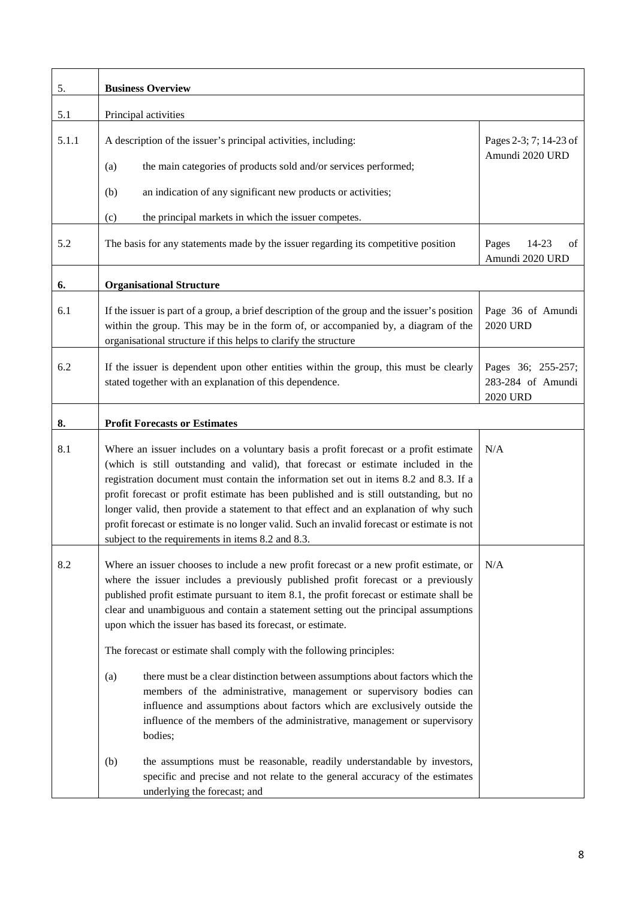| | | |
|---|---|---|
| 5. | **Business Overview** | |
| 5.1 | Principal activities | |
| 5.1.1 | A description of the issuer's principal activities, including:<br><br>(a) the main categories of products sold and/or services performed;<br><br>(b) an indication of any significant new products or activities;<br><br>(c) the principal markets in which the issuer competes. | Pages 2-3; 7; 14-23 of Amundi 2020 URD |
| 5.2 | The basis for any statements made by the issuer regarding its competitive position | Pages 14-23 of Amundi 2020 URD |
| **6.** | **Organisational Structure** | |
| 6.1 | If the issuer is part of a group, a brief description of the group and the issuer's position within the group. This may be in the form of, or accompanied by, a diagram of the organisational structure if this helps to clarify the structure | Page 36 of Amundi 2020 URD |
| 6.2 | If the issuer is dependent upon other entities within the group, this must be clearly stated together with an explanation of this dependence. | Pages 36; 255-257; 283-284 of Amundi 2020 URD |
| **8.** | **Profit Forecasts or Estimates** | |
| 8.1 | Where an issuer includes on a voluntary basis a profit forecast or a profit estimate (which is still outstanding and valid), that forecast or estimate included in the registration document must contain the information set out in items 8.2 and 8.3. If a profit forecast or profit estimate has been published and is still outstanding, but no longer valid, then provide a statement to that effect and an explanation of why such profit forecast or estimate is no longer valid. Such an invalid forecast or estimate is not subject to the requirements in items 8.2 and 8.3. | N/A |
| 8.2 | Where an issuer chooses to include a new profit forecast or a new profit estimate, or where the issuer includes a previously published profit forecast or a previously published profit estimate pursuant to item 8.1, the profit forecast or estimate shall be clear and unambiguous and contain a statement setting out the principal assumptions upon which the issuer has based its forecast, or estimate.<br><br>The forecast or estimate shall comply with the following principles:<br><br>(a) there must be a clear distinction between assumptions about factors which the members of the administrative, management or supervisory bodies can influence and assumptions about factors which are exclusively outside the influence of the members of the administrative, management or supervisory bodies;<br><br>(b) the assumptions must be reasonable, readily understandable by investors, specific and precise and not relate to the general accuracy of the estimates underlying the forecast; and | N/A |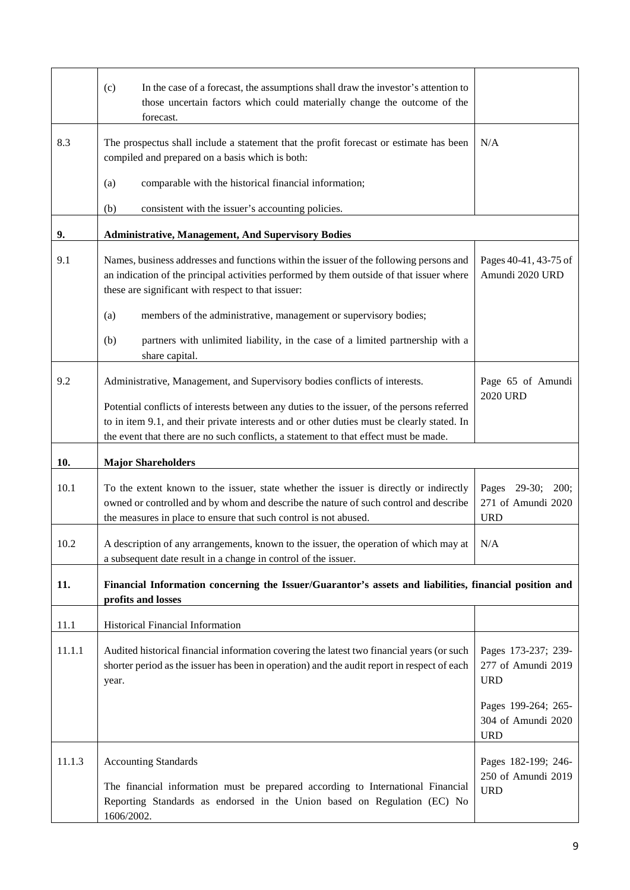| | | |
|---|---|---|
| | (c) In the case of a forecast, the assumptions shall draw the investor's attention to those uncertain factors which could materially change the outcome of the forecast. | |
| 8.3 | The prospectus shall include a statement that the profit forecast or estimate has been compiled and prepared on a basis which is both:<br><br>(a) comparable with the historical financial information;<br><br>(b) consistent with the issuer's accounting policies. | N/A |
| **9.** | **Administrative, Management, And Supervisory Bodies** | |
| 9.1 | Names, business addresses and functions within the issuer of the following persons and an indication of the principal activities performed by them outside of that issuer where these are significant with respect to that issuer:<br><br>(a) members of the administrative, management or supervisory bodies;<br><br>(b) partners with unlimited liability, in the case of a limited partnership with a share capital. | Pages 40-41, 43-75 of Amundi 2020 URD |
| 9.2 | Administrative, Management, and Supervisory bodies conflicts of interests.<br><br>Potential conflicts of interests between any duties to the issuer, of the persons referred to in item 9.1, and their private interests and or other duties must be clearly stated. In the event that there are no such conflicts, a statement to that effect must be made. | Page 65 of Amundi 2020 URD |
| **10.** | **Major Shareholders** | |
| 10.1 | To the extent known to the issuer, state whether the issuer is directly or indirectly owned or controlled and by whom and describe the nature of such control and describe the measures in place to ensure that such control is not abused. | Pages 29-30; 200; 271 of Amundi 2020 URD |
| 10.2 | A description of any arrangements, known to the issuer, the operation of which may at a subsequent date result in a change in control of the issuer. | N/A |
| **11.** | **Financial Information concerning the Issuer/Guarantor's assets and liabilities, financial position and profits and losses** | |
| 11.1 | Historical Financial Information | |
| 11.1.1 | Audited historical financial information covering the latest two financial years (or such shorter period as the issuer has been in operation) and the audit report in respect of each year. | Pages 173-237; 239-277 of Amundi 2019 URD<br><br>Pages 199-264; 265-304 of Amundi 2020 URD |
| 11.1.3 | Accounting Standards<br><br>The financial information must be prepared according to International Financial Reporting Standards as endorsed in the Union based on Regulation (EC) No 1606/2002. | Pages 182-199; 246-250 of Amundi 2019 URD |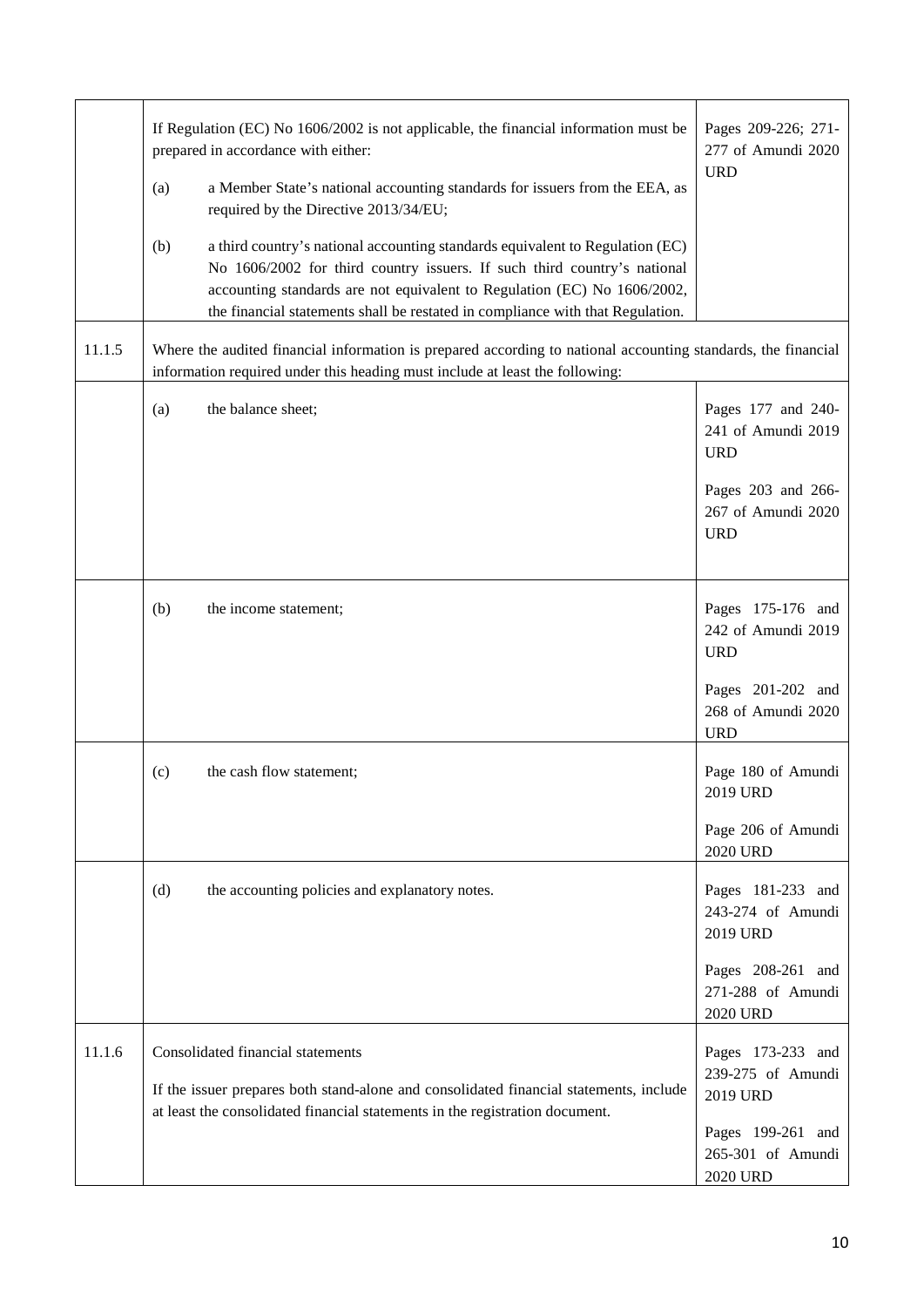| | | |
|---|---|---|
| | If Regulation (EC) No 1606/2002 is not applicable, the financial information must be prepared in accordance with either:<br><br>(a) a Member State's national accounting standards for issuers from the EEA, as required by the Directive 2013/34/EU;<br><br>(b) a third country's national accounting standards equivalent to Regulation (EC) No 1606/2002 for third country issuers. If such third country's national accounting standards are not equivalent to Regulation (EC) No 1606/2002, the financial statements shall be restated in compliance with that Regulation. | Pages 209-226; 271-277 of Amundi 2020 URD |
| 11.1.5 | Where the audited financial information is prepared according to national accounting standards, the financial information required under this heading must include at least the following: | |
| | (a) the balance sheet; | Pages 177 and 240-241 of Amundi 2019 URD<br><br>Pages 203 and 266-267 of Amundi 2020 URD |
| | (b) the income statement; | Pages 175-176 and 242 of Amundi 2019 URD<br><br>Pages 201-202 and 268 of Amundi 2020 URD |
| | (c) the cash flow statement; | Page 180 of Amundi 2019 URD<br><br>Page 206 of Amundi 2020 URD |
| | (d) the accounting policies and explanatory notes. | Pages 181-233 and 243-274 of Amundi 2019 URD<br><br>Pages 208-261 and 271-288 of Amundi 2020 URD |
| 11.1.6 | Consolidated financial statements<br><br>If the issuer prepares both stand-alone and consolidated financial statements, include at least the consolidated financial statements in the registration document. | Pages 173-233 and 239-275 of Amundi 2019 URD<br><br>Pages 199-261 and 265-301 of Amundi 2020 URD |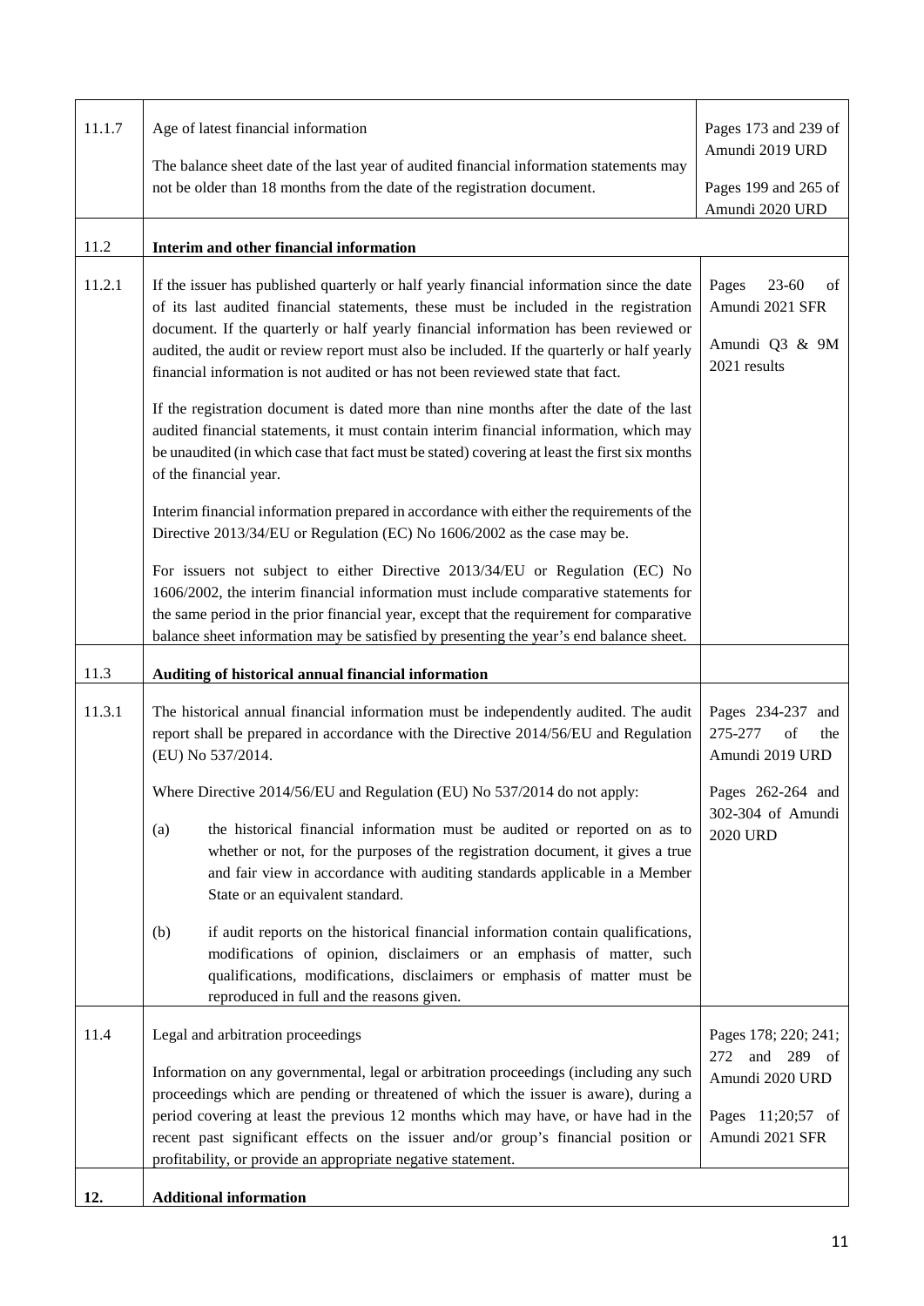| | | |
|---|---|---|
| 11.1.7 | Age of latest financial information<br><br>The balance sheet date of the last year of audited financial information statements may not be older than 18 months from the date of the registration document. | Pages 173 and 239 of Amundi 2019 URD<br><br>Pages 199 and 265 of Amundi 2020 URD |
| 11.2 | **Interim and other financial information** | |
| 11.2.1 | If the issuer has published quarterly or half yearly financial information since the date of its last audited financial statements, these must be included in the registration document. If the quarterly or half yearly financial information has been reviewed or audited, the audit or review report must also be included. If the quarterly or half yearly financial information is not audited or has not been reviewed state that fact.<br><br>If the registration document is dated more than nine months after the date of the last audited financial statements, it must contain interim financial information, which may be unaudited (in which case that fact must be stated) covering at least the first six months of the financial year.<br><br>Interim financial information prepared in accordance with either the requirements of the Directive 2013/34/EU or Regulation (EC) No 1606/2002 as the case may be.<br><br>For issuers not subject to either Directive 2013/34/EU or Regulation (EC) No 1606/2002, the interim financial information must include comparative statements for the same period in the prior financial year, except that the requirement for comparative balance sheet information may be satisfied by presenting the year's end balance sheet. | Pages 23-60 of Amundi 2021 SFR<br><br>Amundi Q3 & 9M 2021 results |
| 11.3 | **Auditing of historical annual financial information** | |
| 11.3.1 | The historical annual financial information must be independently audited. The audit report shall be prepared in accordance with the Directive 2014/56/EU and Regulation (EU) No 537/2014.<br><br>Where Directive 2014/56/EU and Regulation (EU) No 537/2014 do not apply:<br><br>(a) the historical financial information must be audited or reported on as to whether or not, for the purposes of the registration document, it gives a true and fair view in accordance with auditing standards applicable in a Member State or an equivalent standard.<br><br>(b) if audit reports on the historical financial information contain qualifications, modifications of opinion, disclaimers or an emphasis of matter, such qualifications, modifications, disclaimers or emphasis of matter must be reproduced in full and the reasons given. | Pages 234-237 and 275-277 of the Amundi 2019 URD<br><br>Pages 262-264 and 302-304 of Amundi 2020 URD |
| 11.4 | Legal and arbitration proceedings<br><br>Information on any governmental, legal or arbitration proceedings (including any such proceedings which are pending or threatened of which the issuer is aware), during a period covering at least the previous 12 months which may have, or have had in the recent past significant effects on the issuer and/or group's financial position or profitability, or provide an appropriate negative statement. | Pages 178; 220; 241; 272 and 289 of Amundi 2020 URD<br><br>Pages 11;20;57 of Amundi 2021 SFR |
| **12.** | **Additional information** | |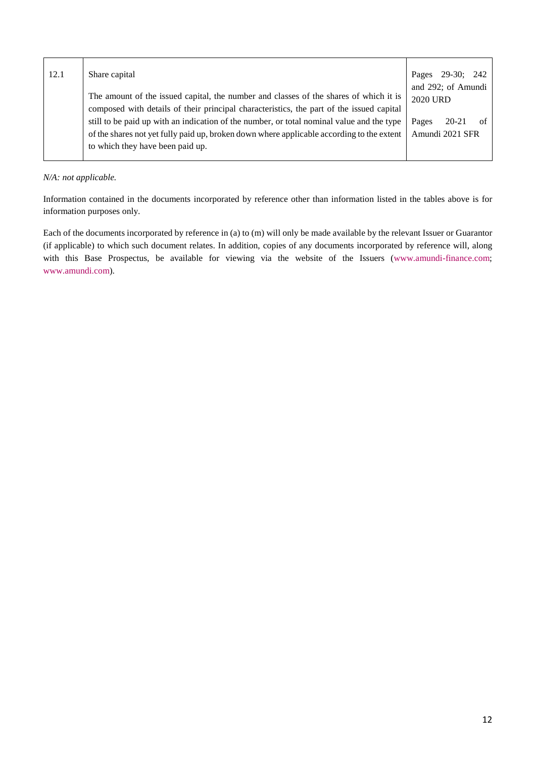| 12.1 | Share capital<br><br>The amount of the issued capital, the number and classes of the shares of which it is composed with details of their principal characteristics, the part of the issued capital still to be paid up with an indication of the number, or total nominal value and the type of the shares not yet fully paid up, broken down where applicable according to the extent to which they have been paid up. | Pages 29-30; 242 and 292; of Amundi 2020 URD<br><br>Pages 20-21 of Amundi 2021 SFR |
|---|---|---|

*N/A: not applicable.*

Information contained in the documents incorporated by reference other than information listed in the tables above is for information purposes only.

Each of the documents incorporated by reference in (a) to (m) will only be made available by the relevant Issuer or Guarantor (if applicable) to which such document relates. In addition, copies of any documents incorporated by reference will, along with this Base Prospectus, be available for viewing via the website of the Issuers (www.amundi-finance.com; www.amundi.com).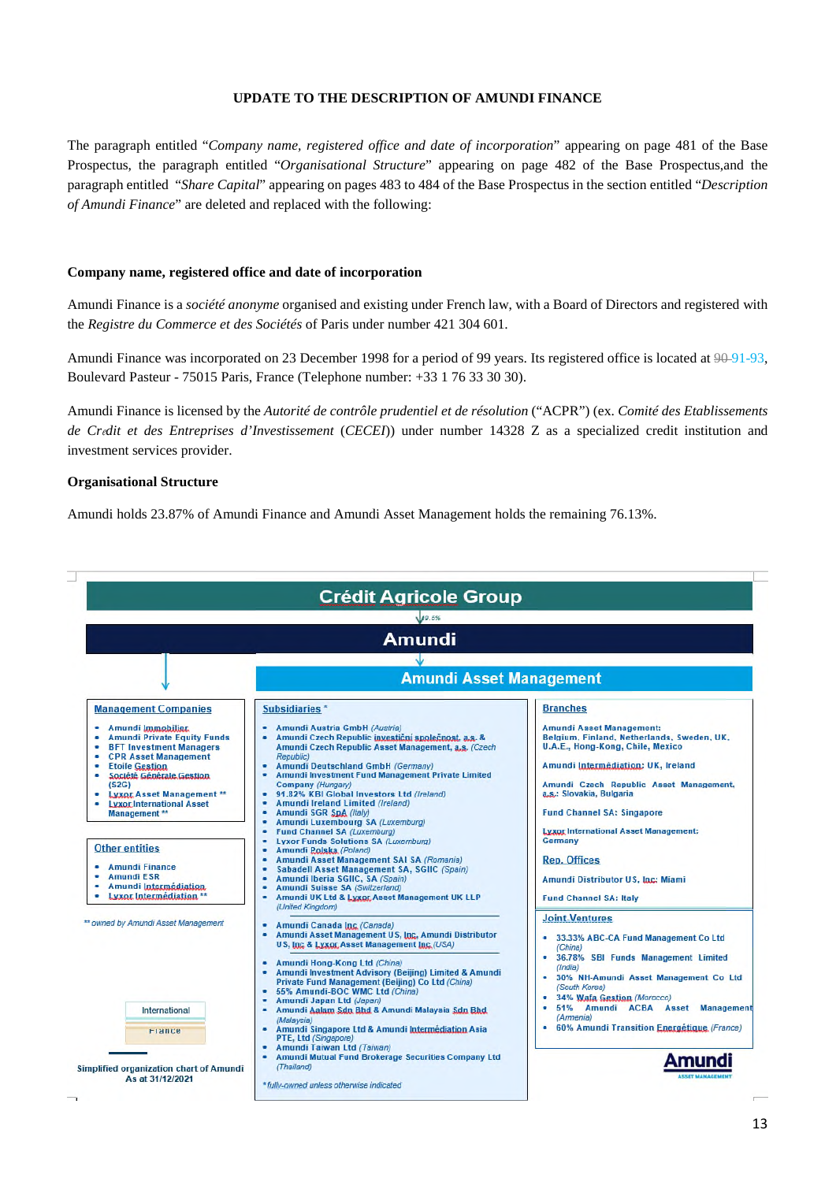# UPDATE TO THE DESCRIPTION OF AMUNDI FINANCE

The paragraph entitled "*Company name, registered office and date of incorporation*" appearing on page 481 of the Base Prospectus, the paragraph entitled "*Organisational Structure*" appearing on page 482 of the Base Prospectus,and the paragraph entitled "*Share Capital*" appearing on pages 483 to 484 of the Base Prospectus in the section entitled "*Description of Amundi Finance*" are deleted and replaced with the following:

## Company name, registered office and date of incorporation

Amundi Finance is a *société anonyme* organised and existing under French law, with a Board of Directors and registered with the *Registre du Commerce et des Sociétés* of Paris under number 421 304 601.

Amundi Finance was incorporated on 23 December 1998 for a period of 99 years. Its registered office is located at ~~90~~ 91-93, Boulevard Pasteur - 75015 Paris, France (Telephone number: +33 1 76 33 30 30).

Amundi Finance is licensed by the *Autorité de contrôle prudentiel et de résolution* ("ACPR") (ex. *Comité des Etablissements de Crédit et des Entreprises d'Investissement* (*CECEI*)) under number 14328 Z as a specialized credit institution and investment services provider.

## Organisational Structure

Amundi holds 23.87% of Amundi Finance and Amundi Asset Management holds the remaining 76.13%.

**Crédit Agricole Group**

69.5%

**Amundi**

**Amundi Asset Management**

**Management Companies**

- Amundi Immobilier
- Amundi Private Equity Funds
- BFT Investment Managers
- CPR Asset Management
- Etoile Gestion
- Société Générale Gestion (S2G)
- Lyxor Asset Management **
- Lyxor International Asset Management **

**Other entities**

- Amundi Finance
- Amundi ESR
- Amundi Intermédiation
- Lyxor Intermédiation **

** owned by Amundi Asset Management

**Subsidiaries ***

- Amundi Austria GmbH *(Austria)*
- Amundi Czech Republic investiční společnost, a.s. & Amundi Czech Republic Asset Management, a.s. *(Czech Republic)*
- Amundi Deutschland GmbH *(Germany)*
- Amundi Investment Fund Management Private Limited Company *(Hungary)*
- 91.82% KBI Global Investors Ltd *(Ireland)*
- Amundi Ireland Limited *(Ireland)*
- Amundi SGR SpA *(Italy)*
- Amundi Luxembourg SA *(Luxemburg)*
- Fund Channel SA *(Luxemburg)*
- Lyxor Funds Solutions SA *(Luxemburg)*
- Amundi Polska *(Poland)*
- Amundi Asset Management SAI SA *(Romania)*
- Sabadell Asset Management SA, SGIIC *(Spain)*
- Amundi Iberia SGIIC, SA *(Spain)*
- Amundi Suisse SA *(Switzerland)*
- Amundi UK Ltd & Lyxor Asset Management UK LLP *(United Kingdom)*

- Amundi Canada Inc *(Canada)*
- Amundi Asset Management US, Inc, Amundi Distributor US, Inc & Lyxor Asset Management Inc *(USA)*

- Amundi Hong-Kong Ltd *(China)*
- Amundi Investment Advisory (Beijing) Limited & Amundi Private Fund Management (Beijing) Co Ltd *(China)*
- 55% Amundi-BOC WMC Ltd *(China)*
- Amundi Japan Ltd *(Japan)*
- Amundi Aalam Sdn Bhd & Amundi Malaysia Sdn Bhd *(Malaysia)*
- Amundi Singapore Ltd & Amundi Intermédiation Asia PTE, Ltd *(Singapore)*
- Amundi Taiwan Ltd *(Taiwan)*
- Amundi Mutual Fund Brokerage Securities Company Ltd *(Thailand)*

*fully-owned unless otherwise indicated

**Branches**

Amundi Asset Management: Belgium, Finland, Netherlands, Sweden, UK, U.A.E., Hong-Kong, Chile, Mexico

Amundi Intermédiation: UK, Ireland

Amundi Czech Republic Asset Management, a.s.: Slovakia, Bulgaria

Fund Channel SA: Singapore

Lyxor International Asset Management: Germany

**Rep. Offices**

Amundi Distributor US, Inc: Miami

Fund Channel SA: Italy

**Joint Ventures**

- 33.33% ABC-CA Fund Management Co Ltd *(China)*
- 36.78% SBI Funds Management Limited *(India)*
- 30% NH-Amundi Asset Management Co Ltd *(South Korea)*
- 34% Wafa Gestion *(Morocco)*
- 51% Amundi ACBA Asset Management *(Armenia)*
- 60% Amundi Transition Energétique *(France)*

International

France

Simplified organization chart of Amundi
As at 31/12/2021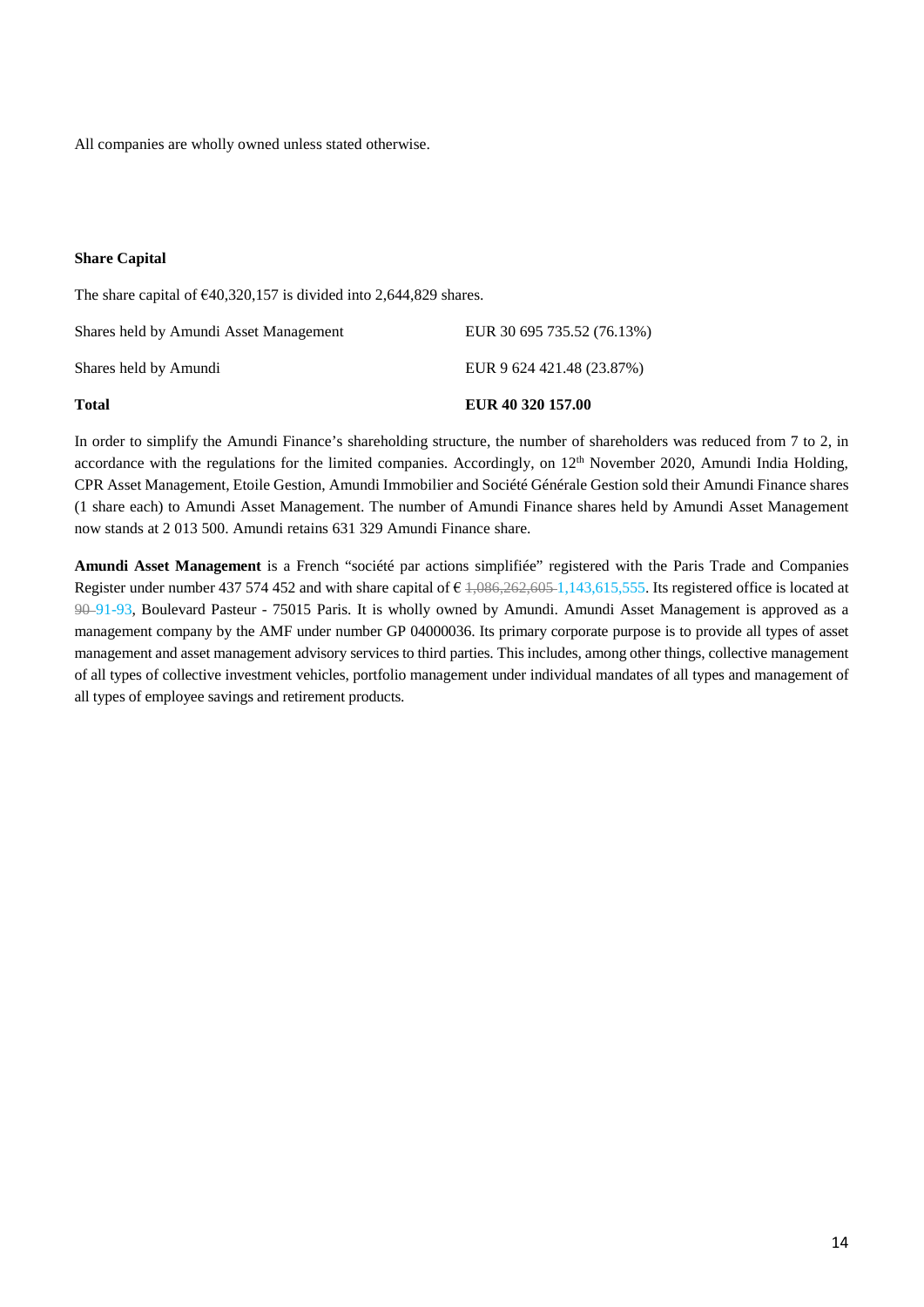All companies are wholly owned unless stated otherwise.

**Share Capital**

The share capital of €40,320,157 is divided into 2,644,829 shares.

| | |
|---|---|
| Shares held by Amundi Asset Management | EUR 30 695 735.52 (76.13%) |
| Shares held by Amundi | EUR 9 624 421.48 (23.87%) |
| **Total** | **EUR 40 320 157.00** |

In order to simplify the Amundi Finance's shareholding structure, the number of shareholders was reduced from 7 to 2, in accordance with the regulations for the limited companies. Accordingly, on 12th November 2020, Amundi India Holding, CPR Asset Management, Etoile Gestion, Amundi Immobilier and Société Générale Gestion sold their Amundi Finance shares (1 share each) to Amundi Asset Management. The number of Amundi Finance shares held by Amundi Asset Management now stands at 2 013 500. Amundi retains 631 329 Amundi Finance share.

**Amundi Asset Management** is a French "société par actions simplifiée" registered with the Paris Trade and Companies Register under number 437 574 452 and with share capital of € ~~1,086,262,605~~ 1,143,615,555. Its registered office is located at ~~90~~ 91-93, Boulevard Pasteur - 75015 Paris. It is wholly owned by Amundi. Amundi Asset Management is approved as a management company by the AMF under number GP 04000036. Its primary corporate purpose is to provide all types of asset management and asset management advisory services to third parties. This includes, among other things, collective management of all types of collective investment vehicles, portfolio management under individual mandates of all types and management of all types of employee savings and retirement products.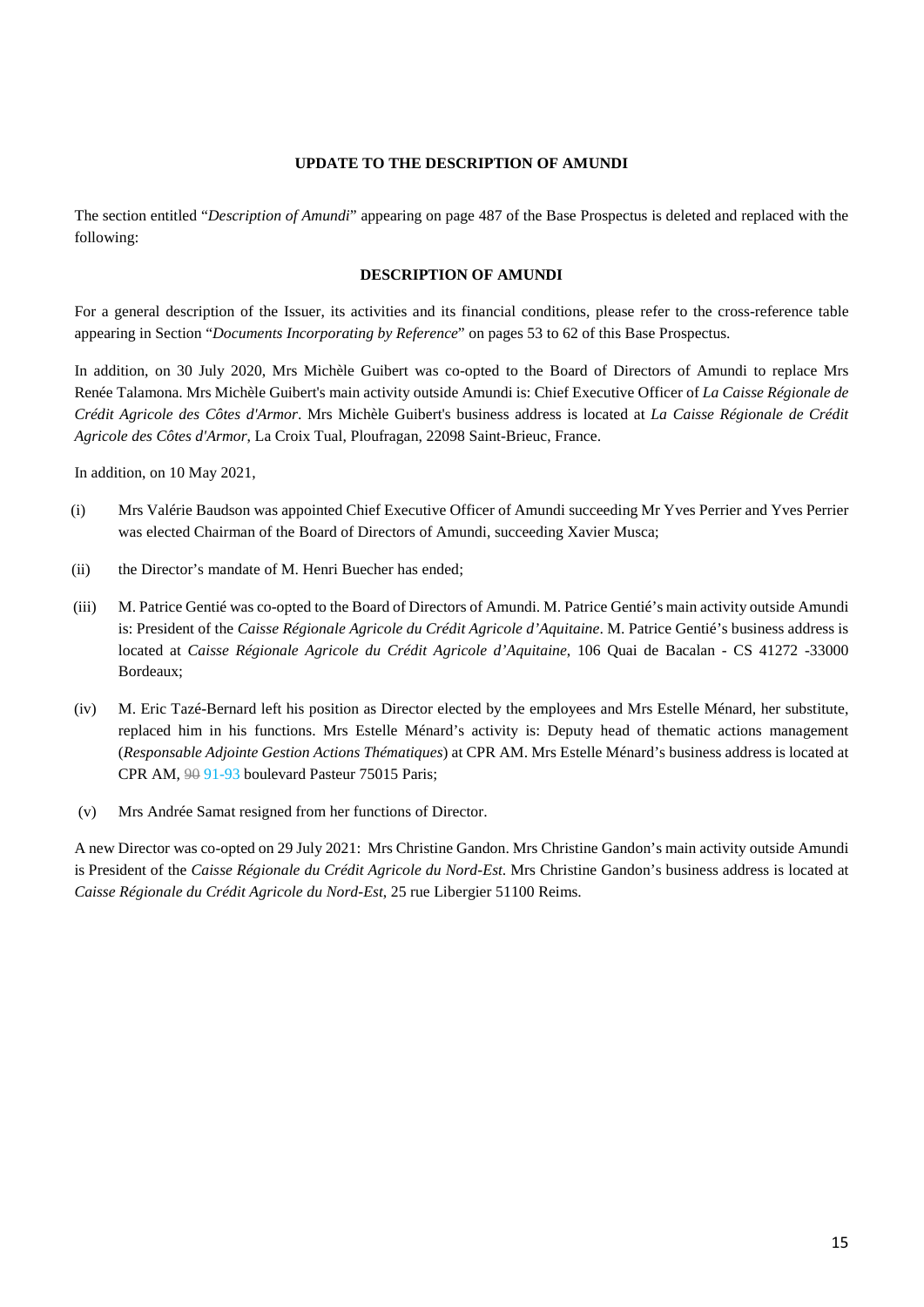**UPDATE TO THE DESCRIPTION OF AMUNDI**

The section entitled "*Description of Amundi*" appearing on page 487 of the Base Prospectus is deleted and replaced with the following:

**DESCRIPTION OF AMUNDI**

For a general description of the Issuer, its activities and its financial conditions, please refer to the cross-reference table appearing in Section "*Documents Incorporating by Reference*" on pages 53 to 62 of this Base Prospectus.

In addition, on 30 July 2020, Mrs Michèle Guibert was co-opted to the Board of Directors of Amundi to replace Mrs Renée Talamona. Mrs Michèle Guibert's main activity outside Amundi is: Chief Executive Officer of *La Caisse Régionale de Crédit Agricole des Côtes d'Armor*. Mrs Michèle Guibert's business address is located at *La Caisse Régionale de Crédit Agricole des Côtes d'Armor*, La Croix Tual, Ploufragan, 22098 Saint-Brieuc, France.

In addition, on 10 May 2021,

(i) Mrs Valérie Baudson was appointed Chief Executive Officer of Amundi succeeding Mr Yves Perrier and Yves Perrier was elected Chairman of the Board of Directors of Amundi, succeeding Xavier Musca;

(ii) the Director's mandate of M. Henri Buecher has ended;

(iii) M. Patrice Gentié was co-opted to the Board of Directors of Amundi. M. Patrice Gentié's main activity outside Amundi is: President of the *Caisse Régionale Agricole du Crédit Agricole d'Aquitaine*. M. Patrice Gentié's business address is located at *Caisse Régionale Agricole du Crédit Agricole d'Aquitaine*, 106 Quai de Bacalan - CS 41272 -33000 Bordeaux;

(iv) M. Eric Tazé-Bernard left his position as Director elected by the employees and Mrs Estelle Ménard, her substitute, replaced him in his functions. Mrs Estelle Ménard's activity is: Deputy head of thematic actions management (*Responsable Adjointe Gestion Actions Thématiques*) at CPR AM. Mrs Estelle Ménard's business address is located at CPR AM, ~~90~~ 91-93 boulevard Pasteur 75015 Paris;

(v) Mrs Andrée Samat resigned from her functions of Director.

A new Director was co-opted on 29 July 2021: Mrs Christine Gandon. Mrs Christine Gandon's main activity outside Amundi is President of the *Caisse Régionale du Crédit Agricole du Nord-Est.* Mrs Christine Gandon's business address is located at *Caisse Régionale du Crédit Agricole du Nord-Est*, 25 rue Libergier 51100 Reims.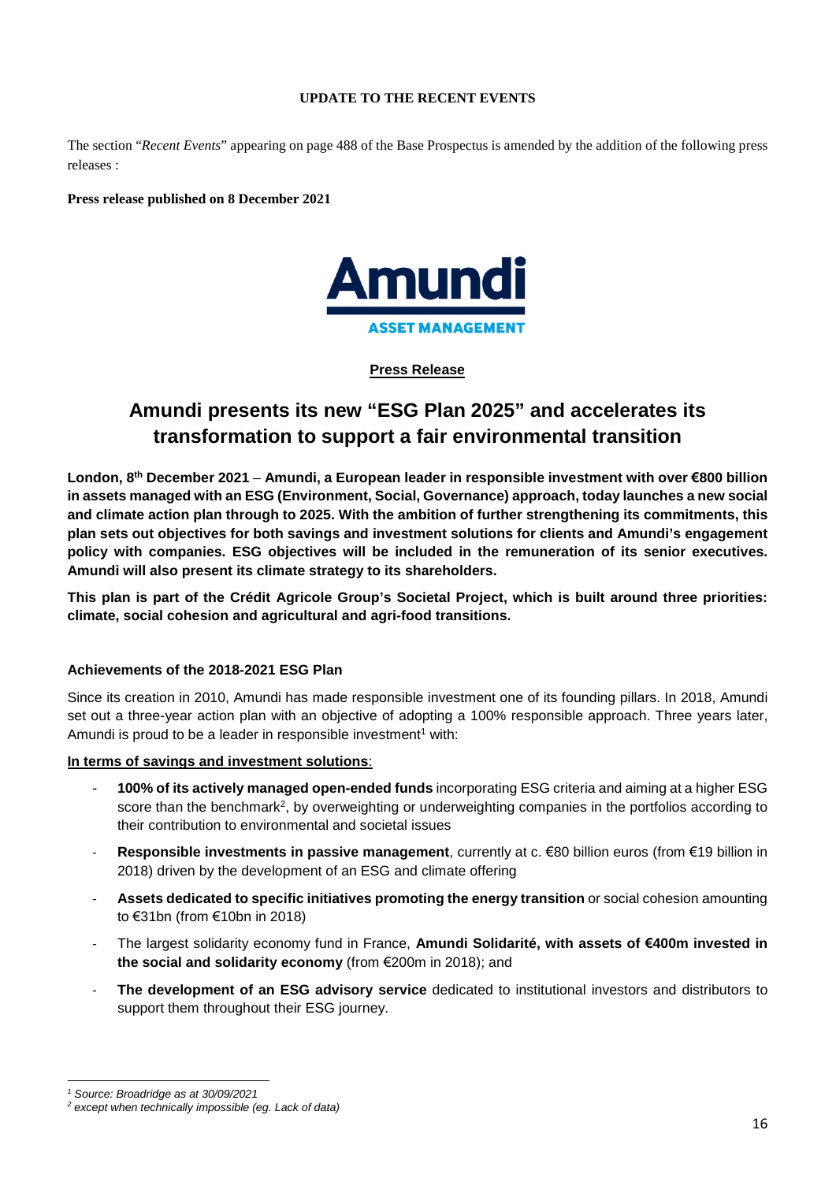**UPDATE TO THE RECENT EVENTS**

The section "*Recent Events*" appearing on page 488 of the Base Prospectus is amended by the addition of the following press releases :

**Press release published on 8 December 2021**

**Amundi**
**ASSET MANAGEMENT**

**Press Release**

# Amundi presents its new "ESG Plan 2025" and accelerates its transformation to support a fair environmental transition

**London, 8th December 2021 – Amundi, a European leader in responsible investment with over €800 billion in assets managed with an ESG (Environment, Social, Governance) approach, today launches a new social and climate action plan through to 2025. With the ambition of further strengthening its commitments, this plan sets out objectives for both savings and investment solutions for clients and Amundi's engagement policy with companies. ESG objectives will be included in the remuneration of its senior executives. Amundi will also present its climate strategy to its shareholders.**

**This plan is part of the Crédit Agricole Group's Societal Project, which is built around three priorities: climate, social cohesion and agricultural and agri-food transitions.**

### Achievements of the 2018-2021 ESG Plan

Since its creation in 2010, Amundi has made responsible investment one of its founding pillars. In 2018, Amundi set out a three-year action plan with an objective of adopting a 100% responsible approach. Three years later, Amundi is proud to be a leader in responsible investment[1] with:

**In terms of savings and investment solutions**:

- **100% of its actively managed open-ended funds** incorporating ESG criteria and aiming at a higher ESG score than the benchmark[2], by overweighting or underweighting companies in the portfolios according to their contribution to environmental and societal issues
- **Responsible investments in passive management**, currently at c. €80 billion euros (from €19 billion in 2018) driven by the development of an ESG and climate offering
- **Assets dedicated to specific initiatives promoting the energy transition** or social cohesion amounting to €31bn (from €10bn in 2018)
- The largest solidarity economy fund in France, **Amundi Solidarité, with assets of €400m invested in the social and solidarity economy** (from €200m in 2018); and
- **The development of an ESG advisory service** dedicated to institutional investors and distributors to support them throughout their ESG journey.

---

*[1] Source: Broadridge as at 30/09/2021*
*[2] except when technically impossible (eg. Lack of data)*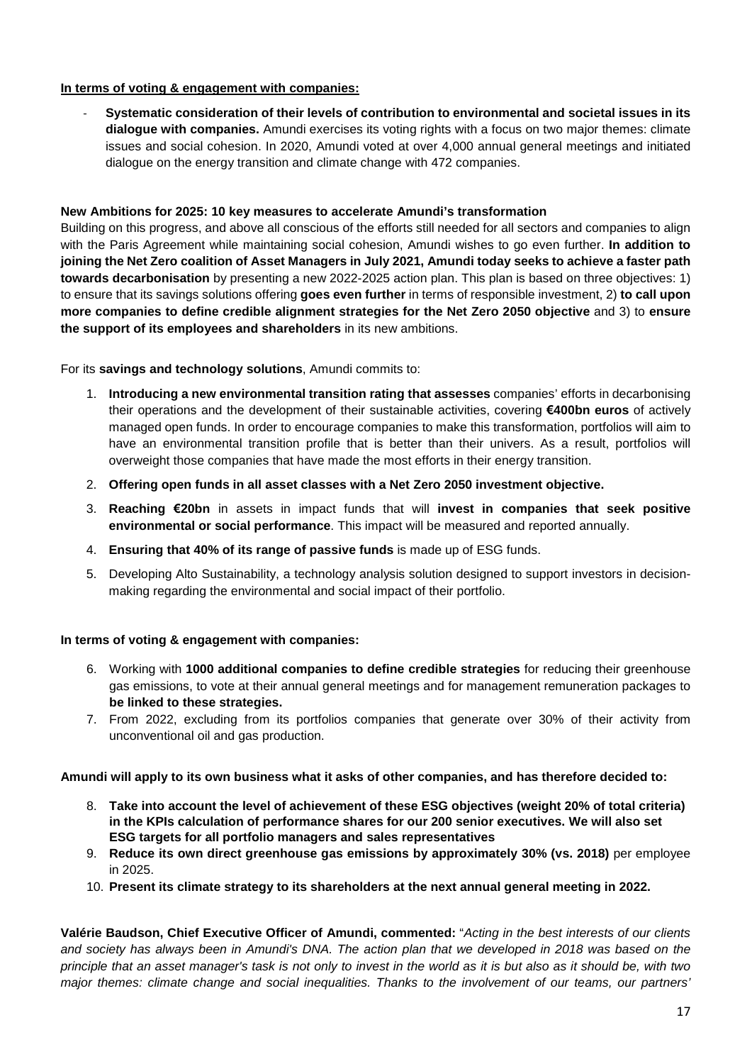**In terms of voting & engagement with companies:**

- **Systematic consideration of their levels of contribution to environmental and societal issues in its dialogue with companies.** Amundi exercises its voting rights with a focus on two major themes: climate issues and social cohesion. In 2020, Amundi voted at over 4,000 annual general meetings and initiated dialogue on the energy transition and climate change with 472 companies.

**New Ambitions for 2025: 10 key measures to accelerate Amundi's transformation**

Building on this progress, and above all conscious of the efforts still needed for all sectors and companies to align with the Paris Agreement while maintaining social cohesion, Amundi wishes to go even further. **In addition to joining the Net Zero coalition of Asset Managers in July 2021, Amundi today seeks to achieve a faster path towards decarbonisation** by presenting a new 2022-2025 action plan. This plan is based on three objectives: 1) to ensure that its savings solutions offering **goes even further** in terms of responsible investment, 2) **to call upon more companies to define credible alignment strategies for the Net Zero 2050 objective** and 3) to **ensure the support of its employees and shareholders** in its new ambitions.

For its **savings and technology solutions**, Amundi commits to:

1. **Introducing a new environmental transition rating that assesses** companies' efforts in decarbonising their operations and the development of their sustainable activities, covering **€400bn euros** of actively managed open funds. In order to encourage companies to make this transformation, portfolios will aim to have an environmental transition profile that is better than their univers. As a result, portfolios will overweight those companies that have made the most efforts in their energy transition.
2. **Offering open funds in all asset classes with a Net Zero 2050 investment objective.**
3. **Reaching €20bn** in assets in impact funds that will **invest in companies that seek positive environmental or social performance**. This impact will be measured and reported annually.
4. **Ensuring that 40% of its range of passive funds** is made up of ESG funds.
5. Developing Alto Sustainability, a technology analysis solution designed to support investors in decision-making regarding the environmental and social impact of their portfolio.

**In terms of voting & engagement with companies:**

6. Working with **1000 additional companies to define credible strategies** for reducing their greenhouse gas emissions, to vote at their annual general meetings and for management remuneration packages to **be linked to these strategies.**
7. From 2022, excluding from its portfolios companies that generate over 30% of their activity from unconventional oil and gas production.

**Amundi will apply to its own business what it asks of other companies, and has therefore decided to:**

8. **Take into account the level of achievement of these ESG objectives (weight 20% of total criteria) in the KPIs calculation of performance shares for our 200 senior executives. We will also set ESG targets for all portfolio managers and sales representatives**
9. **Reduce its own direct greenhouse gas emissions by approximately 30% (vs. 2018)** per employee in 2025.
10. **Present its climate strategy to its shareholders at the next annual general meeting in 2022.**

**Valérie Baudson, Chief Executive Officer of Amundi, commented:** "*Acting in the best interests of our clients and society has always been in Amundi's DNA. The action plan that we developed in 2018 was based on the principle that an asset manager's task is not only to invest in the world as it is but also as it should be, with two major themes: climate change and social inequalities. Thanks to the involvement of our teams, our partners'*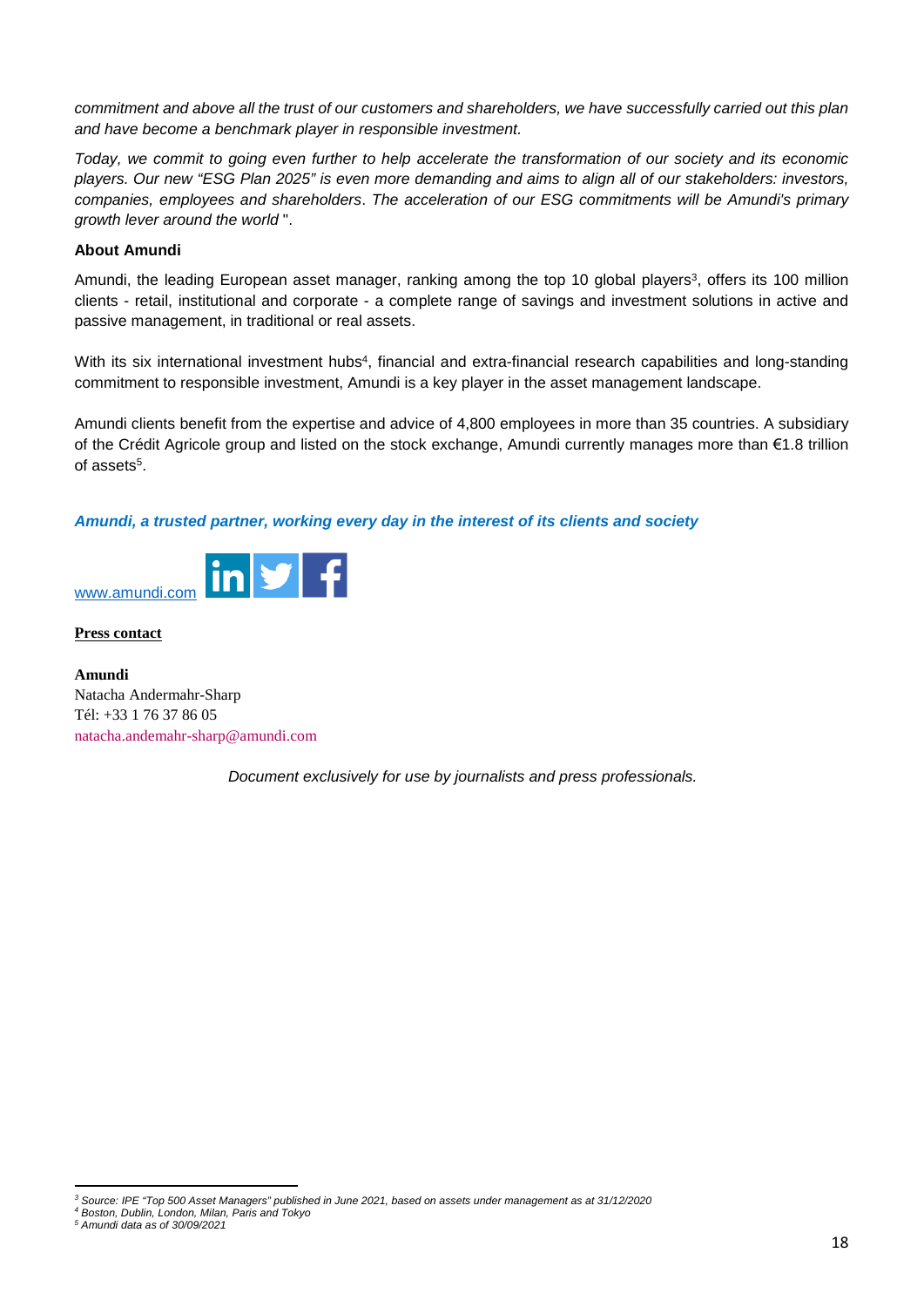*commitment and above all the trust of our customers and shareholders, we have successfully carried out this plan and have become a benchmark player in responsible investment.*

*Today, we commit to going even further to help accelerate the transformation of our society and its economic players. Our new "ESG Plan 2025" is even more demanding and aims to align all of our stakeholders: investors, companies, employees and shareholders. The acceleration of our ESG commitments will be Amundi's primary growth lever around the world* ".

**About Amundi**

Amundi, the leading European asset manager, ranking among the top 10 global players[3], offers its 100 million clients - retail, institutional and corporate - a complete range of savings and investment solutions in active and passive management, in traditional or real assets.

With its six international investment hubs[4], financial and extra-financial research capabilities and long-standing commitment to responsible investment, Amundi is a key player in the asset management landscape.

Amundi clients benefit from the expertise and advice of 4,800 employees in more than 35 countries. A subsidiary of the Crédit Agricole group and listed on the stock exchange, Amundi currently manages more than €1.8 trillion of assets[5].

***Amundi, a trusted partner, working every day in the interest of its clients and society***

www.amundi.com

**Press contact**

**Amundi**
Natacha Andermahr-Sharp
Tél: +33 1 76 37 86 05
natacha.andemahr-sharp@amundi.com

*Document exclusively for use by journalists and press professionals.*

---

[3] *Source: IPE "Top 500 Asset Managers" published in June 2021, based on assets under management as at 31/12/2020*
[4] *Boston, Dublin, London, Milan, Paris and Tokyo*
[5] *Amundi data as of 30/09/2021*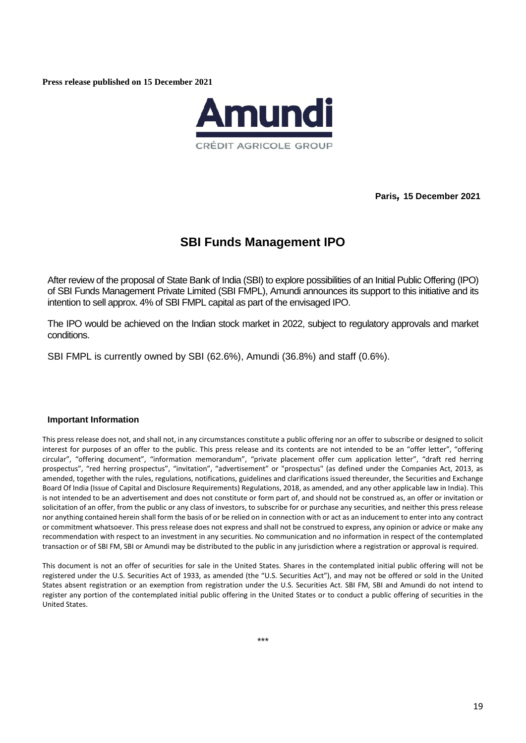**Press release published on 15 December 2021**

Amundi
CRÉDIT AGRICOLE GROUP

**Paris, 15 December 2021**

# SBI Funds Management IPO

After review of the proposal of State Bank of India (SBI) to explore possibilities of an Initial Public Offering (IPO) of SBI Funds Management Private Limited (SBI FMPL), Amundi announces its support to this initiative and its intention to sell approx. 4% of SBI FMPL capital as part of the envisaged IPO.

The IPO would be achieved on the Indian stock market in 2022, subject to regulatory approvals and market conditions.

SBI FMPL is currently owned by SBI (62.6%), Amundi (36.8%) and staff (0.6%).

**Important Information**

This press release does not, and shall not, in any circumstances constitute a public offering nor an offer to subscribe or designed to solicit interest for purposes of an offer to the public. This press release and its contents are not intended to be an "offer letter", "offering circular", "offering document", "information memorandum", "private placement offer cum application letter", "draft red herring prospectus", "red herring prospectus", "invitation", "advertisement" or "prospectus" (as defined under the Companies Act, 2013, as amended, together with the rules, regulations, notifications, guidelines and clarifications issued thereunder, the Securities and Exchange Board Of India (Issue of Capital and Disclosure Requirements) Regulations, 2018, as amended, and any other applicable law in India). This is not intended to be an advertisement and does not constitute or form part of, and should not be construed as, an offer or invitation or solicitation of an offer, from the public or any class of investors, to subscribe for or purchase any securities, and neither this press release nor anything contained herein shall form the basis of or be relied on in connection with or act as an inducement to enter into any contract or commitment whatsoever. This press release does not express and shall not be construed to express, any opinion or advice or make any recommendation with respect to an investment in any securities. No communication and no information in respect of the contemplated transaction or of SBI FM, SBI or Amundi may be distributed to the public in any jurisdiction where a registration or approval is required.

This document is not an offer of securities for sale in the United States. Shares in the contemplated initial public offering will not be registered under the U.S. Securities Act of 1933, as amended (the "U.S. Securities Act"), and may not be offered or sold in the United States absent registration or an exemption from registration under the U.S. Securities Act. SBI FM, SBI and Amundi do not intend to register any portion of the contemplated initial public offering in the United States or to conduct a public offering of securities in the United States.

***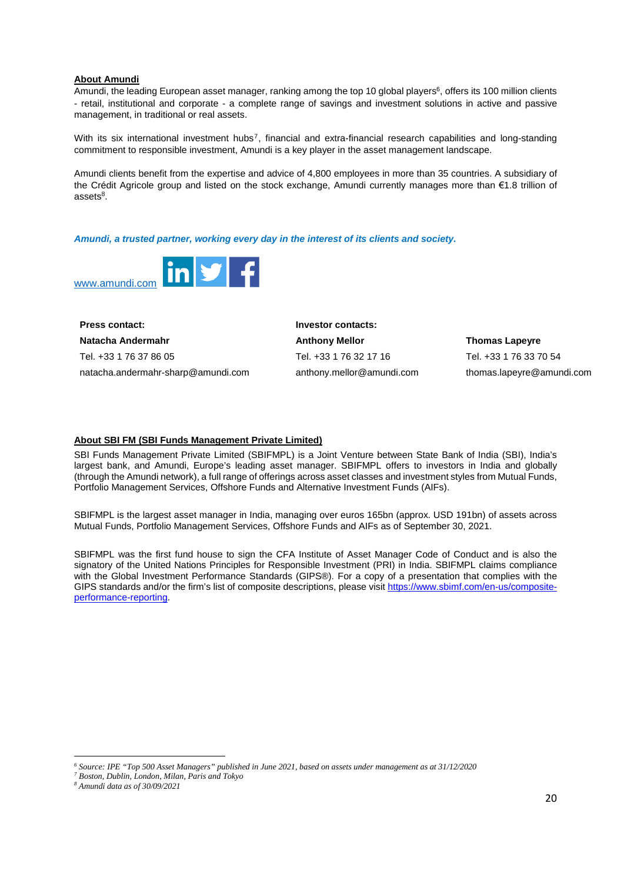**About Amundi**

Amundi, the leading European asset manager, ranking among the top 10 global players[6], offers its 100 million clients - retail, institutional and corporate - a complete range of savings and investment solutions in active and passive management, in traditional or real assets.

With its six international investment hubs[7], financial and extra-financial research capabilities and long-standing commitment to responsible investment, Amundi is a key player in the asset management landscape.

Amundi clients benefit from the expertise and advice of 4,800 employees in more than 35 countries. A subsidiary of the Crédit Agricole group and listed on the stock exchange, Amundi currently manages more than €1.8 trillion of assets[8].

***Amundi, a trusted partner, working every day in the interest of its clients and society.***

[www.amundi.com](http://www.amundi.com)

| **Press contact:** | **Investor contacts:** | |
|---|---|---|
| **Natacha Andermahr** | **Anthony Mellor** | **Thomas Lapeyre** |
| Tel. +33 1 76 37 86 05 | Tel. +33 1 76 32 17 16 | Tel. +33 1 76 33 70 54 |
| natacha.andermahr-sharp@amundi.com | anthony.mellor@amundi.com | thomas.lapeyre@amundi.com |

**About SBI FM (SBI Funds Management Private Limited)**

SBI Funds Management Private Limited (SBIFMPL) is a Joint Venture between State Bank of India (SBI), India's largest bank, and Amundi, Europe's leading asset manager. SBIFMPL offers to investors in India and globally (through the Amundi network), a full range of offerings across asset classes and investment styles from Mutual Funds, Portfolio Management Services, Offshore Funds and Alternative Investment Funds (AIFs).

SBIFMPL is the largest asset manager in India, managing over euros 165bn (approx. USD 191bn) of assets across Mutual Funds, Portfolio Management Services, Offshore Funds and AIFs as of September 30, 2021.

SBIFMPL was the first fund house to sign the CFA Institute of Asset Manager Code of Conduct and is also the signatory of the United Nations Principles for Responsible Investment (PRI) in India. SBIFMPL claims compliance with the Global Investment Performance Standards (GIPS®). For a copy of a presentation that complies with the GIPS standards and/or the firm's list of composite descriptions, please visit [https://www.sbimf.com/en-us/composite-performance-reporting](https://www.sbimf.com/en-us/composite-performance-reporting).

---

*[6] Source: IPE "Top 500 Asset Managers" published in June 2021, based on assets under management as at 31/12/2020*

*[7] Boston, Dublin, London, Milan, Paris and Tokyo*

*[8] Amundi data as of 30/09/2021*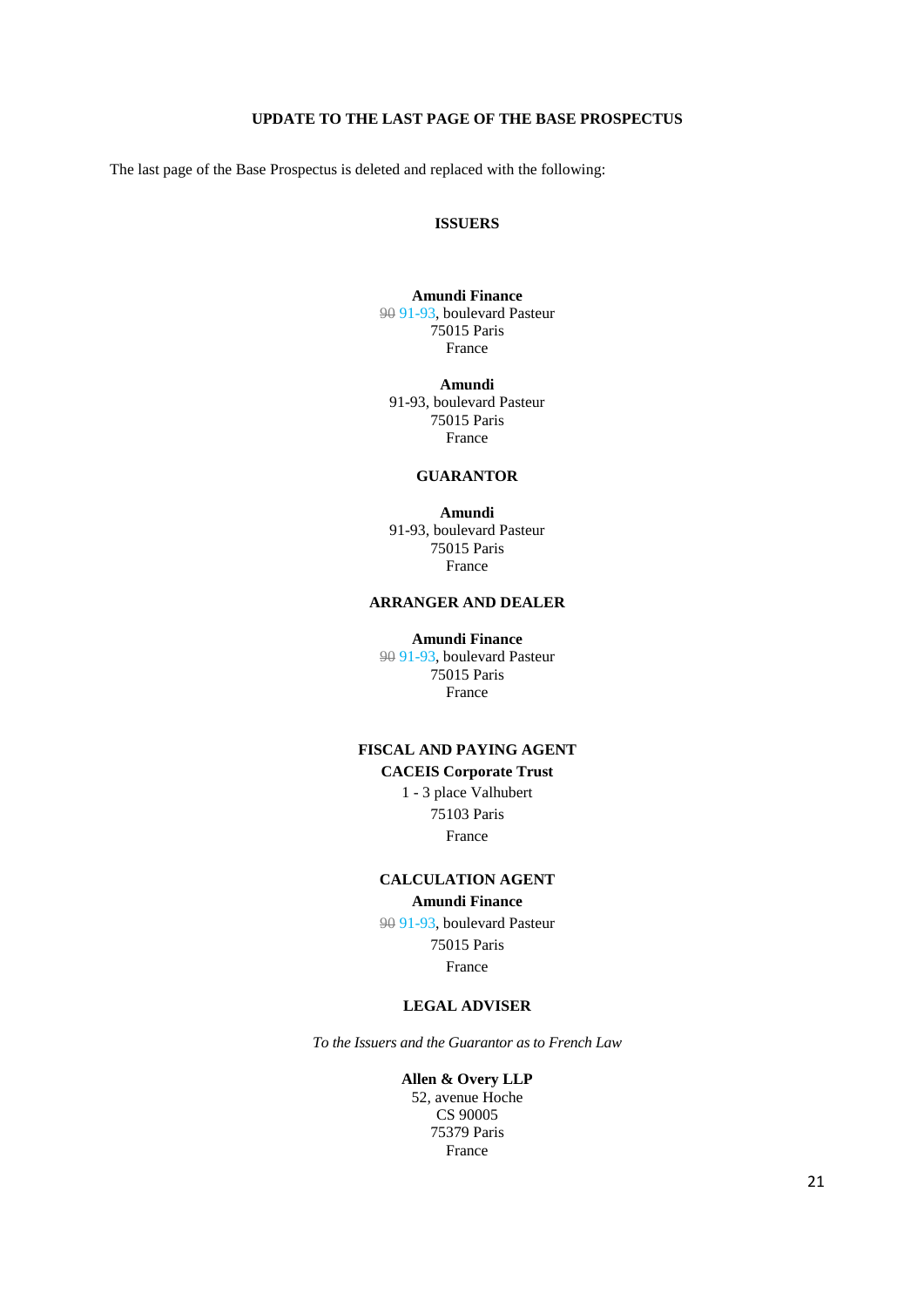## UPDATE TO THE LAST PAGE OF THE BASE PROSPECTUS

The last page of the Base Prospectus is deleted and replaced with the following:

### ISSUERS

**Amundi Finance**
~~90~~ 91-93, boulevard Pasteur
75015 Paris
France

**Amundi**
91-93, boulevard Pasteur
75015 Paris
France

### GUARANTOR

**Amundi**
91-93, boulevard Pasteur
75015 Paris
France

### ARRANGER AND DEALER

**Amundi Finance**
~~90~~ 91-93, boulevard Pasteur
75015 Paris
France

### FISCAL AND PAYING AGENT

**CACEIS Corporate Trust**
1 - 3 place Valhubert
75103 Paris
France

### CALCULATION AGENT

**Amundi Finance**
~~90~~ 91-93, boulevard Pasteur
75015 Paris
France

### LEGAL ADVISER

*To the Issuers and the Guarantor as to French Law*

**Allen & Overy LLP**
52, avenue Hoche
CS 90005
75379 Paris
France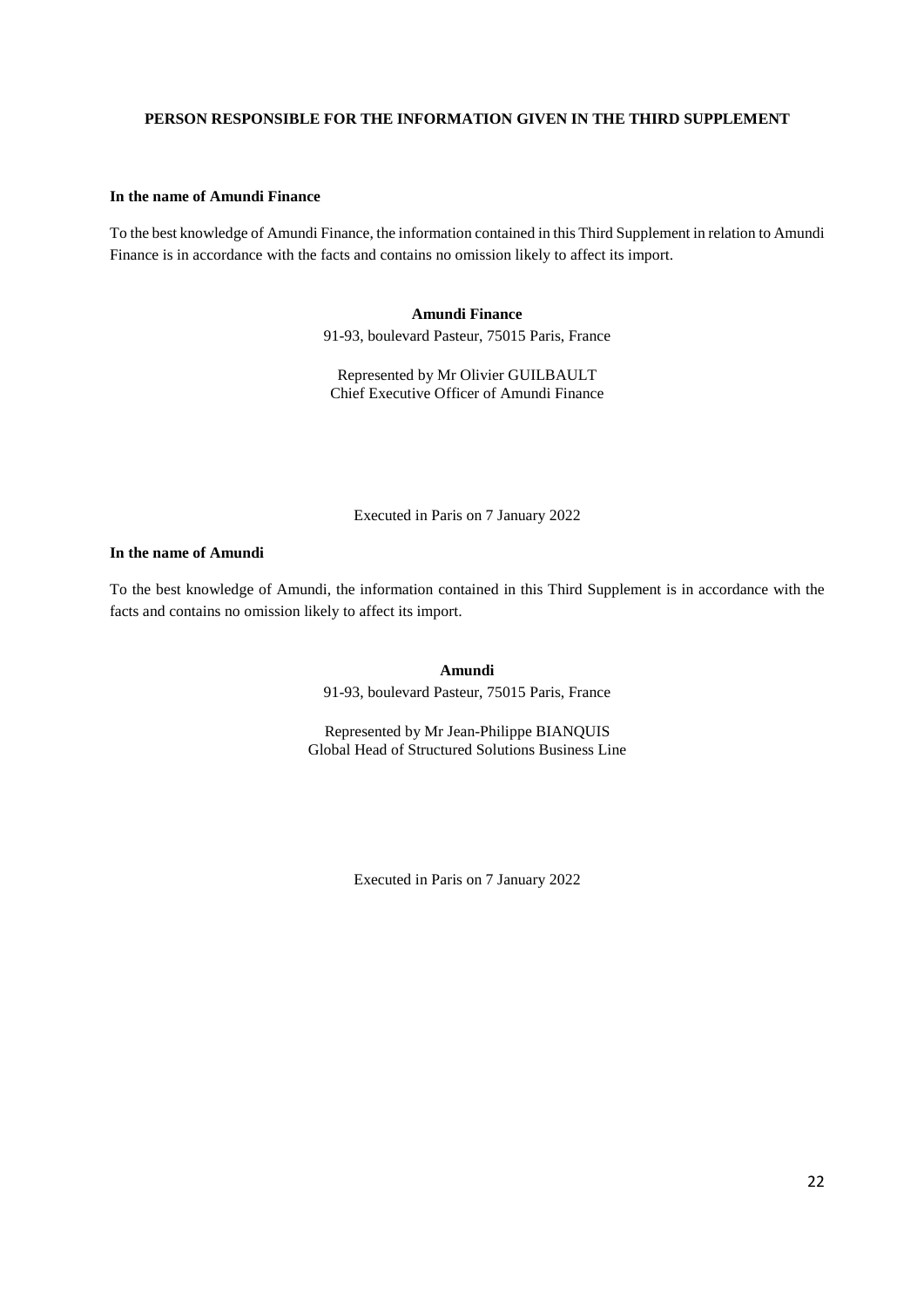## PERSON RESPONSIBLE FOR THE INFORMATION GIVEN IN THE THIRD SUPPLEMENT

**In the name of Amundi Finance**

To the best knowledge of Amundi Finance, the information contained in this Third Supplement in relation to Amundi Finance is in accordance with the facts and contains no omission likely to affect its import.

**Amundi Finance**
91-93, boulevard Pasteur, 75015 Paris, France

Represented by Mr Olivier GUILBAULT
Chief Executive Officer of Amundi Finance

Executed in Paris on 7 January 2022

**In the name of Amundi**

To the best knowledge of Amundi, the information contained in this Third Supplement is in accordance with the facts and contains no omission likely to affect its import.

**Amundi**
91-93, boulevard Pasteur, 75015 Paris, France

Represented by Mr Jean-Philippe BIANQUIS
Global Head of Structured Solutions Business Line

Executed in Paris on 7 January 2022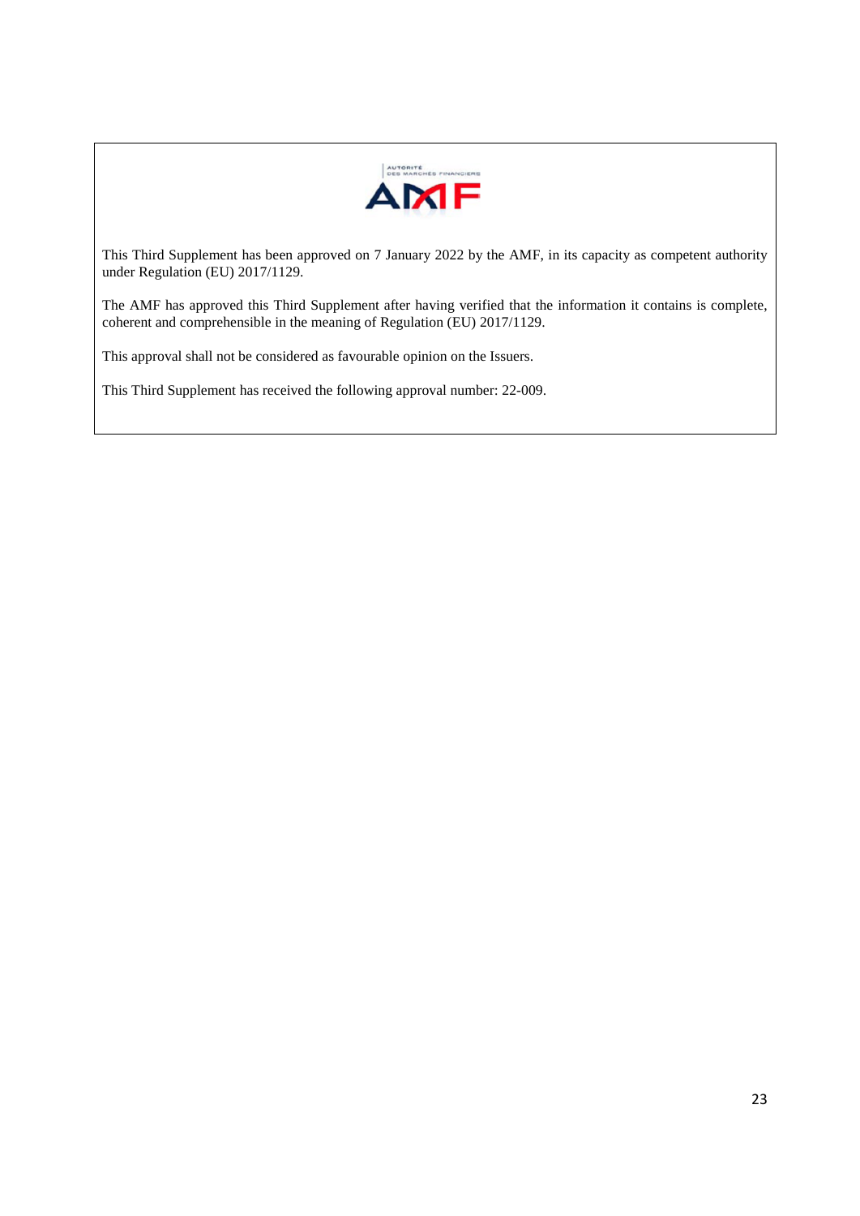This Third Supplement has been approved on 7 January 2022 by the AMF, in its capacity as competent authority under Regulation (EU) 2017/1129.

The AMF has approved this Third Supplement after having verified that the information it contains is complete, coherent and comprehensible in the meaning of Regulation (EU) 2017/1129.

This approval shall not be considered as favourable opinion on the Issuers.

This Third Supplement has received the following approval number: 22-009.